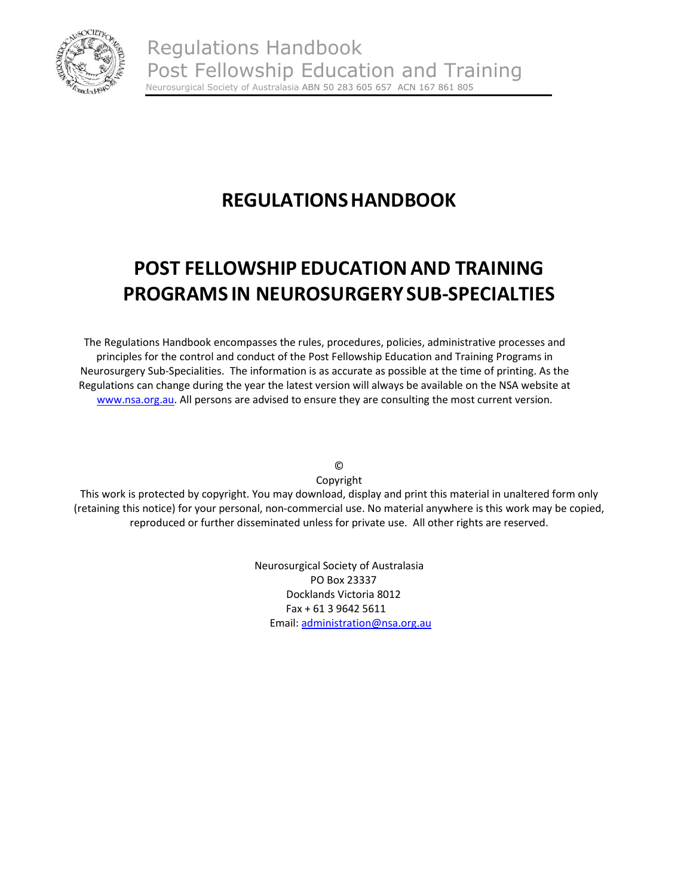# REGULATIONS HANDBOOK

# POST FELLOWSHIP EDUCATION AND TRAINING PROGRAMS IN NEUROSURGERY SUB-SPECIALTIES

The Regulations Handbook encompasses the rules, procedures, policies, administrative processes and principles for the control and conduct of the Post Fellowship Education and Training Programs in Neurosurgery Sub-Specialities. The information is as accurate as possible at the time of printing. As the Regulations can change during the year the latest version will always be available on the NSA website at www.nsa.org.au. All persons are advised to ensure they are consulting the most current version.

©
Copyright
This work is protected by copyright. You may download, display and print this material in unaltered form only (retaining this notice) for your personal, non-commercial use. No material anywhere is this work may be copied, reproduced or further disseminated unless for private use. All other rights are reserved.

Neurosurgical Society of Australasia
PO Box 23337
Docklands Victoria 8012
Fax + 61 3 9642 5611
Email: administration@nsa.org.au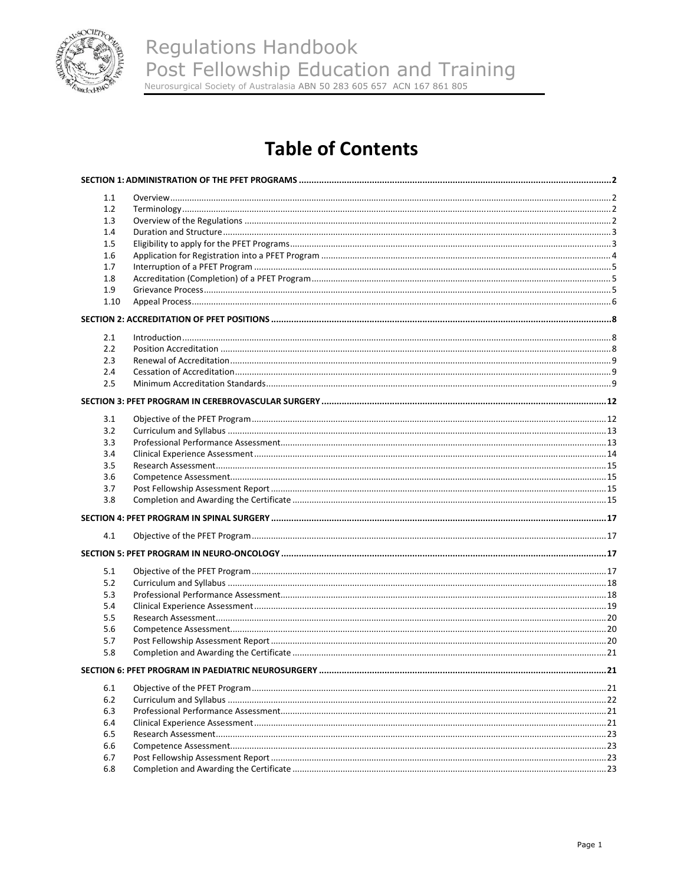# Regulations Handbook
## Post Fellowship Education and Training

Neurosurgical Society of Australasia ABN 50 283 605 657 ACN 167 861 805

# Table of Contents

**SECTION 1: ADMINISTRATION OF THE PFET PROGRAMS** ..... 2

| | | |
|---|---|---|
| 1.1 | Overview | 2 |
| 1.2 | Terminology | 2 |
| 1.3 | Overview of the Regulations | 2 |
| 1.4 | Duration and Structure | 3 |
| 1.5 | Eligibility to apply for the PFET Programs | 3 |
| 1.6 | Application for Registration into a PFET Program | 4 |
| 1.7 | Interruption of a PFET Program | 5 |
| 1.8 | Accreditation (Completion) of a PFET Program | 5 |
| 1.9 | Grievance Process | 5 |
| 1.10 | Appeal Process | 6 |

**SECTION 2: ACCREDITATION OF PFET POSITIONS** ..... 8

| | | |
|---|---|---|
| 2.1 | Introduction | 8 |
| 2.2 | Position Accreditation | 8 |
| 2.3 | Renewal of Accreditation | 9 |
| 2.4 | Cessation of Accreditation | 9 |
| 2.5 | Minimum Accreditation Standards | 9 |

**SECTION 3: PFET PROGRAM IN CEREBROVASCULAR SURGERY** ..... 12

| | | |
|---|---|---|
| 3.1 | Objective of the PFET Program | 12 |
| 3.2 | Curriculum and Syllabus | 13 |
| 3.3 | Professional Performance Assessment | 13 |
| 3.4 | Clinical Experience Assessment | 14 |
| 3.5 | Research Assessment | 15 |
| 3.6 | Competence Assessment | 15 |
| 3.7 | Post Fellowship Assessment Report | 15 |
| 3.8 | Completion and Awarding the Certificate | 15 |

**SECTION 4: PFET PROGRAM IN SPINAL SURGERY** ..... 17

| | | |
|---|---|---|
| 4.1 | Objective of the PFET Program | 17 |

**SECTION 5: PFET PROGRAM IN NEURO-ONCOLOGY** ..... 17

| | | |
|---|---|---|
| 5.1 | Objective of the PFET Program | 17 |
| 5.2 | Curriculum and Syllabus | 18 |
| 5.3 | Professional Performance Assessment | 18 |
| 5.4 | Clinical Experience Assessment | 19 |
| 5.5 | Research Assessment | 20 |
| 5.6 | Competence Assessment | 20 |
| 5.7 | Post Fellowship Assessment Report | 20 |
| 5.8 | Completion and Awarding the Certificate | 21 |

**SECTION 6: PFET PROGRAM IN PAEDIATRIC NEUROSURGERY** ..... 21

| | | |
|---|---|---|
| 6.1 | Objective of the PFET Program | 21 |
| 6.2 | Curriculum and Syllabus | 22 |
| 6.3 | Professional Performance Assessment | 21 |
| 6.4 | Clinical Experience Assessment | 21 |
| 6.5 | Research Assessment | 23 |
| 6.6 | Competence Assessment | 23 |
| 6.7 | Post Fellowship Assessment Report | 23 |
| 6.8 | Completion and Awarding the Certificate | 23 |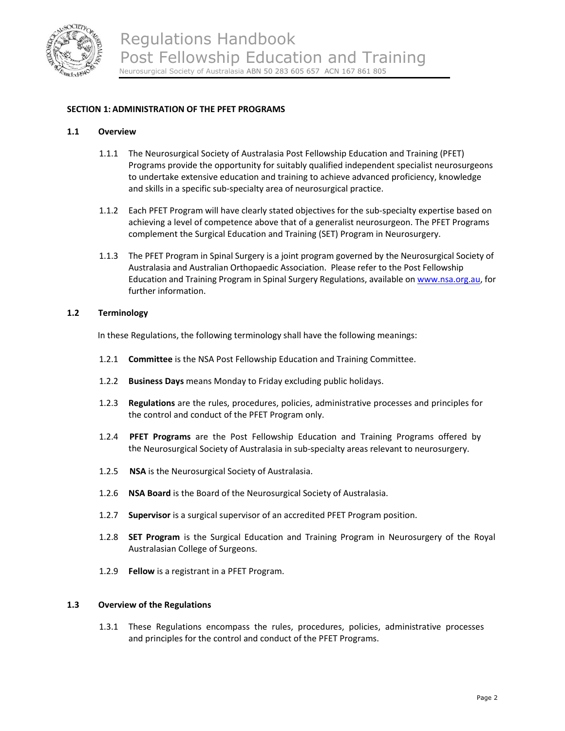## SECTION 1: ADMINISTRATION OF THE PFET PROGRAMS

### 1.1 Overview

1.1.1 The Neurosurgical Society of Australasia Post Fellowship Education and Training (PFET) Programs provide the opportunity for suitably qualified independent specialist neurosurgeons to undertake extensive education and training to achieve advanced proficiency, knowledge and skills in a specific sub-specialty area of neurosurgical practice.

1.1.2 Each PFET Program will have clearly stated objectives for the sub-specialty expertise based on achieving a level of competence above that of a generalist neurosurgeon. The PFET Programs complement the Surgical Education and Training (SET) Program in Neurosurgery.

1.1.3 The PFET Program in Spinal Surgery is a joint program governed by the Neurosurgical Society of Australasia and Australian Orthopaedic Association. Please refer to the Post Fellowship Education and Training Program in Spinal Surgery Regulations, available on www.nsa.org.au, for further information.

### 1.2 Terminology

In these Regulations, the following terminology shall have the following meanings:

1.2.1 **Committee** is the NSA Post Fellowship Education and Training Committee.

1.2.2 **Business Days** means Monday to Friday excluding public holidays.

1.2.3 **Regulations** are the rules, procedures, policies, administrative processes and principles for the control and conduct of the PFET Program only.

1.2.4 **PFET Programs** are the Post Fellowship Education and Training Programs offered by the Neurosurgical Society of Australasia in sub-specialty areas relevant to neurosurgery.

1.2.5 **NSA** is the Neurosurgical Society of Australasia.

1.2.6 **NSA Board** is the Board of the Neurosurgical Society of Australasia.

1.2.7 **Supervisor** is a surgical supervisor of an accredited PFET Program position.

1.2.8 **SET Program** is the Surgical Education and Training Program in Neurosurgery of the Royal Australasian College of Surgeons.

1.2.9 **Fellow** is a registrant in a PFET Program.

### 1.3 Overview of the Regulations

1.3.1 These Regulations encompass the rules, procedures, policies, administrative processes and principles for the control and conduct of the PFET Programs.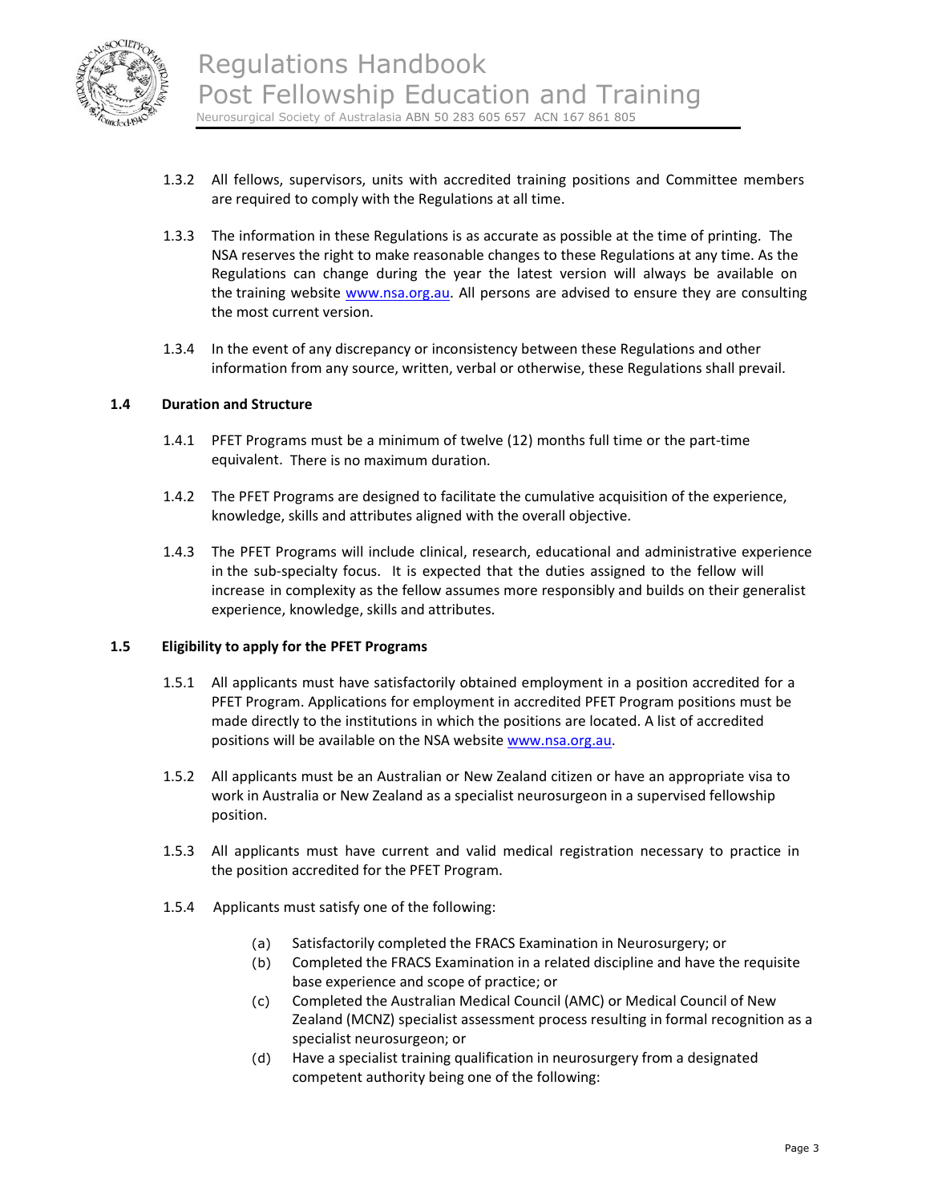1.3.2 All fellows, supervisors, units with accredited training positions and Committee members are required to comply with the Regulations at all time.

1.3.3 The information in these Regulations is as accurate as possible at the time of printing. The NSA reserves the right to make reasonable changes to these Regulations at any time. As the Regulations can change during the year the latest version will always be available on the training website www.nsa.org.au. All persons are advised to ensure they are consulting the most current version.

1.3.4 In the event of any discrepancy or inconsistency between these Regulations and other information from any source, written, verbal or otherwise, these Regulations shall prevail.

### 1.4 Duration and Structure

1.4.1 PFET Programs must be a minimum of twelve (12) months full time or the part-time equivalent. There is no maximum duration.

1.4.2 The PFET Programs are designed to facilitate the cumulative acquisition of the experience, knowledge, skills and attributes aligned with the overall objective.

1.4.3 The PFET Programs will include clinical, research, educational and administrative experience in the sub-specialty focus. It is expected that the duties assigned to the fellow will increase in complexity as the fellow assumes more responsibly and builds on their generalist experience, knowledge, skills and attributes.

### 1.5 Eligibility to apply for the PFET Programs

1.5.1 All applicants must have satisfactorily obtained employment in a position accredited for a PFET Program. Applications for employment in accredited PFET Program positions must be made directly to the institutions in which the positions are located. A list of accredited positions will be available on the NSA website www.nsa.org.au.

1.5.2 All applicants must be an Australian or New Zealand citizen or have an appropriate visa to work in Australia or New Zealand as a specialist neurosurgeon in a supervised fellowship position.

1.5.3 All applicants must have current and valid medical registration necessary to practice in the position accredited for the PFET Program.

1.5.4 Applicants must satisfy one of the following:

- (a) Satisfactorily completed the FRACS Examination in Neurosurgery; or
- (b) Completed the FRACS Examination in a related discipline and have the requisite base experience and scope of practice; or
- (c) Completed the Australian Medical Council (AMC) or Medical Council of New Zealand (MCNZ) specialist assessment process resulting in formal recognition as a specialist neurosurgeon; or
- (d) Have a specialist training qualification in neurosurgery from a designated competent authority being one of the following: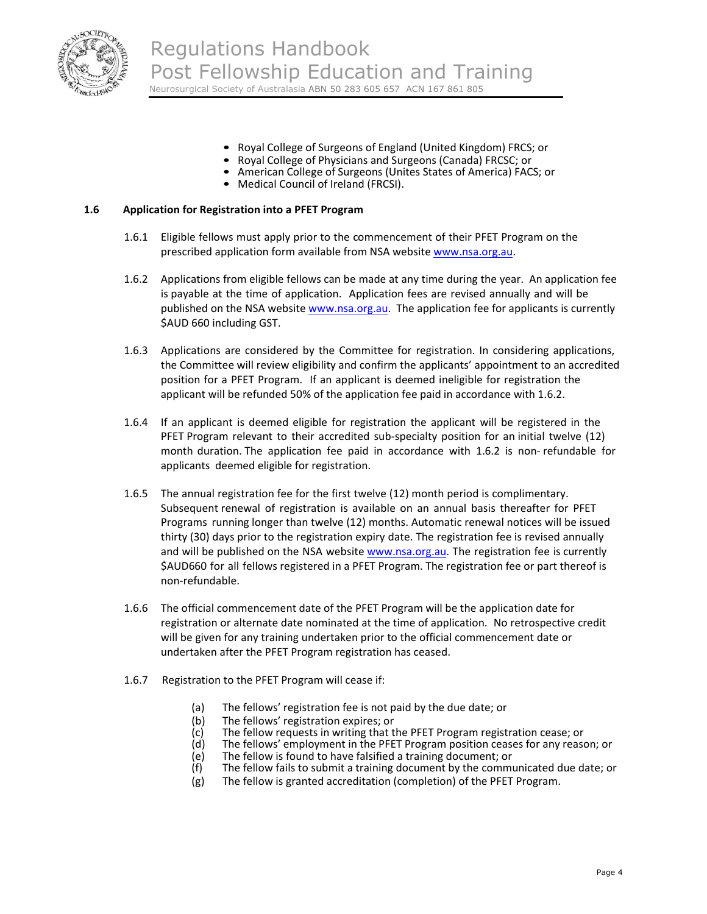- Royal College of Surgeons of England (United Kingdom) FRCS; or
- Royal College of Physicians and Surgeons (Canada) FRCSC; or
- American College of Surgeons (Unites States of America) FACS; or
- Medical Council of Ireland (FRCSI).

## 1.6 Application for Registration into a PFET Program

1.6.1 Eligible fellows must apply prior to the commencement of their PFET Program on the prescribed application form available from NSA website www.nsa.org.au.

1.6.2 Applications from eligible fellows can be made at any time during the year. An application fee is payable at the time of application. Application fees are revised annually and will be published on the NSA website www.nsa.org.au. The application fee for applicants is currently $AUD 660 including GST.

1.6.3 Applications are considered by the Committee for registration. In considering applications, the Committee will review eligibility and confirm the applicants' appointment to an accredited position for a PFET Program. If an applicant is deemed ineligible for registration the applicant will be refunded 50% of the application fee paid in accordance with 1.6.2.

1.6.4 If an applicant is deemed eligible for registration the applicant will be registered in the PFET Program relevant to their accredited sub-specialty position for an initial twelve (12) month duration. The application fee paid in accordance with 1.6.2 is non- refundable for applicants deemed eligible for registration.

1.6.5 The annual registration fee for the first twelve (12) month period is complimentary. Subsequent renewal of registration is available on an annual basis thereafter for PFET Programs running longer than twelve (12) months. Automatic renewal notices will be issued thirty (30) days prior to the registration expiry date. The registration fee is revised annually and will be published on the NSA website www.nsa.org.au. The registration fee is currently $AUD660 for all fellows registered in a PFET Program. The registration fee or part thereof is non-refundable.

1.6.6 The official commencement date of the PFET Program will be the application date for registration or alternate date nominated at the time of application. No retrospective credit will be given for any training undertaken prior to the official commencement date or undertaken after the PFET Program registration has ceased.

1.6.7 Registration to the PFET Program will cease if:

(a) The fellows' registration fee is not paid by the due date; or
(b) The fellows' registration expires; or
(c) The fellow requests in writing that the PFET Program registration cease; or
(d) The fellows' employment in the PFET Program position ceases for any reason; or
(e) The fellow is found to have falsified a training document; or
(f) The fellow fails to submit a training document by the communicated due date; or
(g) The fellow is granted accreditation (completion) of the PFET Program.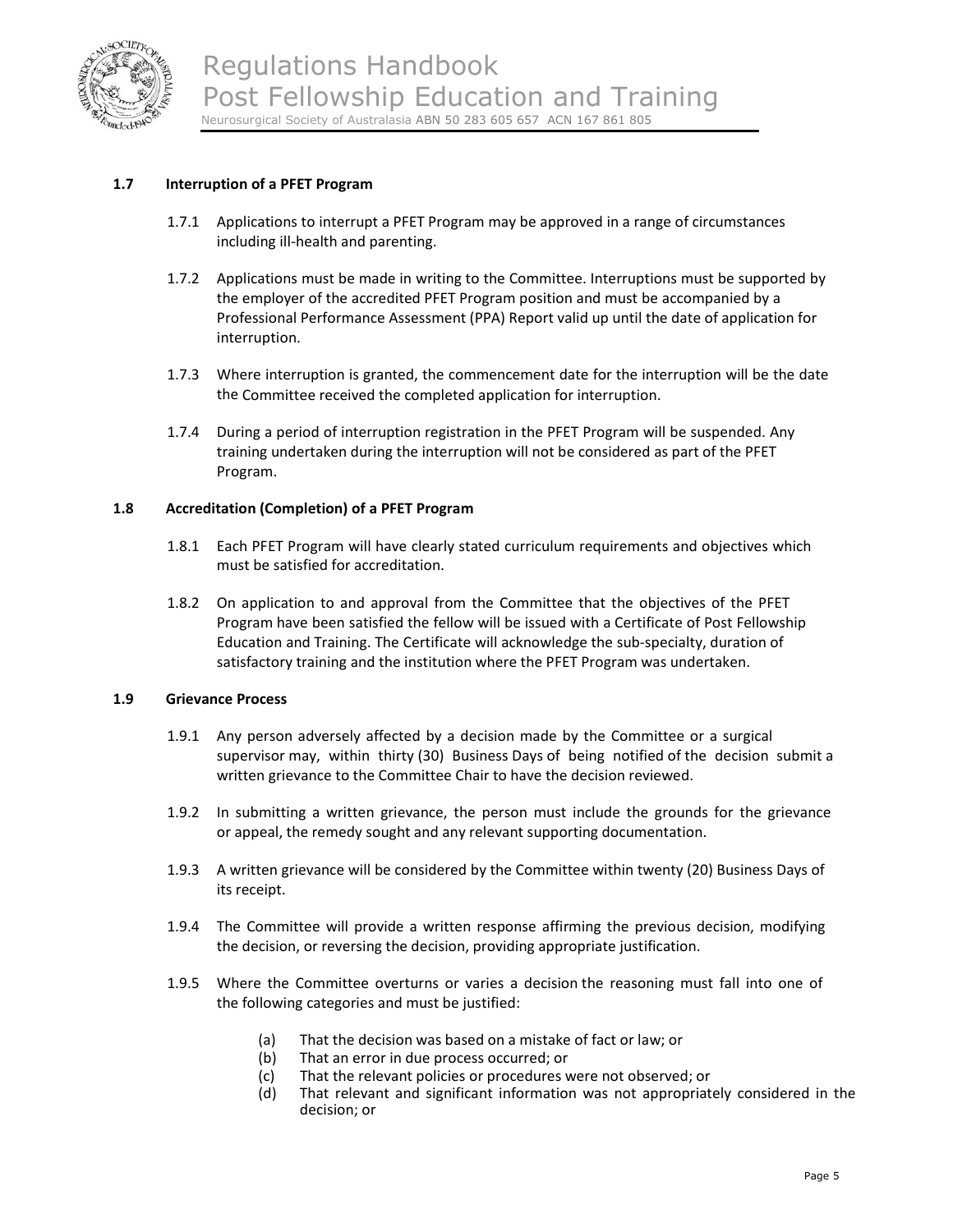### 1.7 Interruption of a PFET Program

1.7.1 Applications to interrupt a PFET Program may be approved in a range of circumstances including ill-health and parenting.

1.7.2 Applications must be made in writing to the Committee. Interruptions must be supported by the employer of the accredited PFET Program position and must be accompanied by a Professional Performance Assessment (PPA) Report valid up until the date of application for interruption.

1.7.3 Where interruption is granted, the commencement date for the interruption will be the date the Committee received the completed application for interruption.

1.7.4 During a period of interruption registration in the PFET Program will be suspended. Any training undertaken during the interruption will not be considered as part of the PFET Program.

### 1.8 Accreditation (Completion) of a PFET Program

1.8.1 Each PFET Program will have clearly stated curriculum requirements and objectives which must be satisfied for accreditation.

1.8.2 On application to and approval from the Committee that the objectives of the PFET Program have been satisfied the fellow will be issued with a Certificate of Post Fellowship Education and Training. The Certificate will acknowledge the sub-specialty, duration of satisfactory training and the institution where the PFET Program was undertaken.

### 1.9 Grievance Process

1.9.1 Any person adversely affected by a decision made by the Committee or a surgical supervisor may, within thirty (30) Business Days of being notified of the decision submit a written grievance to the Committee Chair to have the decision reviewed.

1.9.2 In submitting a written grievance, the person must include the grounds for the grievance or appeal, the remedy sought and any relevant supporting documentation.

1.9.3 A written grievance will be considered by the Committee within twenty (20) Business Days of its receipt.

1.9.4 The Committee will provide a written response affirming the previous decision, modifying the decision, or reversing the decision, providing appropriate justification.

1.9.5 Where the Committee overturns or varies a decision the reasoning must fall into one of the following categories and must be justified:

(a) That the decision was based on a mistake of fact or law; or
(b) That an error in due process occurred; or
(c) That the relevant policies or procedures were not observed; or
(d) That relevant and significant information was not appropriately considered in the decision; or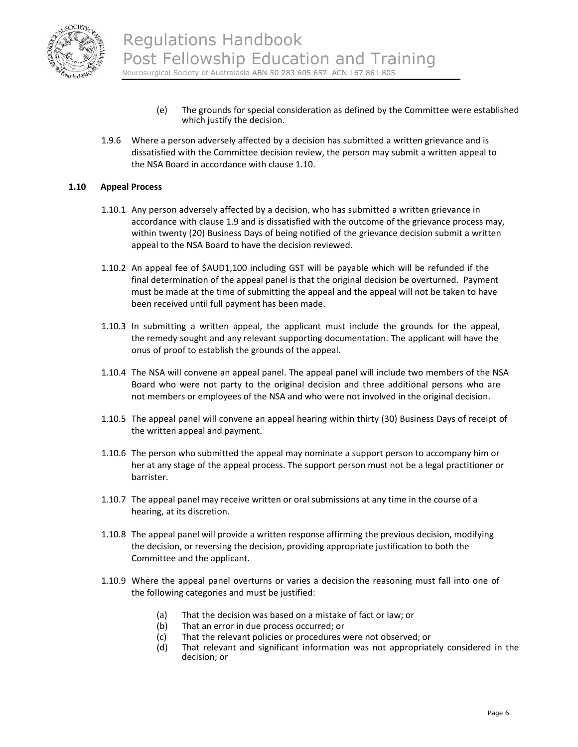(e) The grounds for special consideration as defined by the Committee were established which justify the decision.

1.9.6 Where a person adversely affected by a decision has submitted a written grievance and is dissatisfied with the Committee decision review, the person may submit a written appeal to the NSA Board in accordance with clause 1.10.

**1.10 Appeal Process**

1.10.1 Any person adversely affected by a decision, who has submitted a written grievance in accordance with clause 1.9 and is dissatisfied with the outcome of the grievance process may, within twenty (20) Business Days of being notified of the grievance decision submit a written appeal to the NSA Board to have the decision reviewed.

1.10.2 An appeal fee of $AUD1,100 including GST will be payable which will be refunded if the final determination of the appeal panel is that the original decision be overturned. Payment must be made at the time of submitting the appeal and the appeal will not be taken to have been received until full payment has been made.

1.10.3 In submitting a written appeal, the applicant must include the grounds for the appeal, the remedy sought and any relevant supporting documentation. The applicant will have the onus of proof to establish the grounds of the appeal.

1.10.4 The NSA will convene an appeal panel. The appeal panel will include two members of the NSA Board who were not party to the original decision and three additional persons who are not members or employees of the NSA and who were not involved in the original decision.

1.10.5 The appeal panel will convene an appeal hearing within thirty (30) Business Days of receipt of the written appeal and payment.

1.10.6 The person who submitted the appeal may nominate a support person to accompany him or her at any stage of the appeal process. The support person must not be a legal practitioner or barrister.

1.10.7 The appeal panel may receive written or oral submissions at any time in the course of a hearing, at its discretion.

1.10.8 The appeal panel will provide a written response affirming the previous decision, modifying the decision, or reversing the decision, providing appropriate justification to both the Committee and the applicant.

1.10.9 Where the appeal panel overturns or varies a decision the reasoning must fall into one of the following categories and must be justified:

(a) That the decision was based on a mistake of fact or law; or
(b) That an error in due process occurred; or
(c) That the relevant policies or procedures were not observed; or
(d) That relevant and significant information was not appropriately considered in the decision; or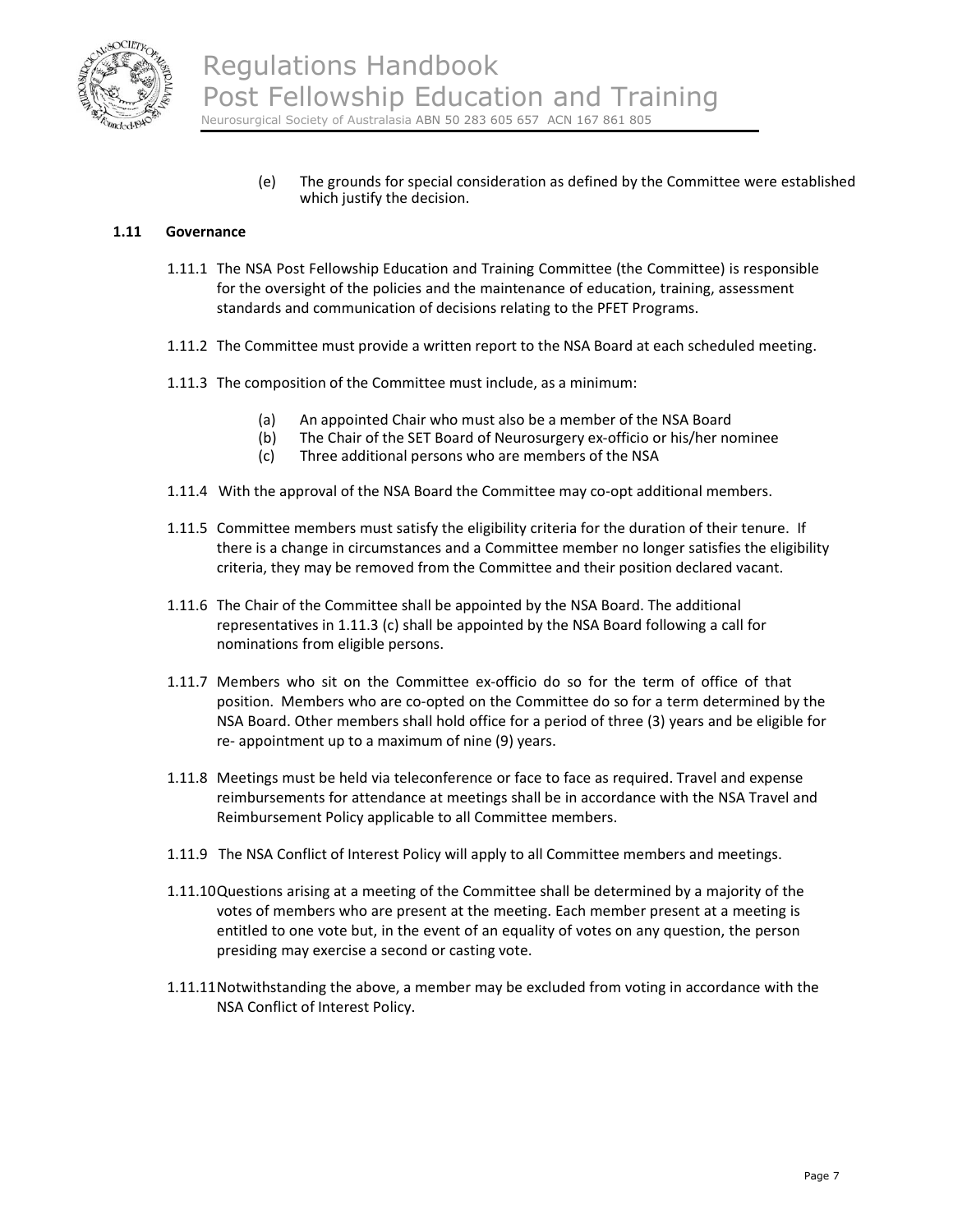(e) The grounds for special consideration as defined by the Committee were established which justify the decision.

### 1.11 Governance

1.11.1 The NSA Post Fellowship Education and Training Committee (the Committee) is responsible for the oversight of the policies and the maintenance of education, training, assessment standards and communication of decisions relating to the PFET Programs.

1.11.2 The Committee must provide a written report to the NSA Board at each scheduled meeting.

1.11.3 The composition of the Committee must include, as a minimum:

(a) An appointed Chair who must also be a member of the NSA Board
(b) The Chair of the SET Board of Neurosurgery ex-officio or his/her nominee
(c) Three additional persons who are members of the NSA

1.11.4 With the approval of the NSA Board the Committee may co-opt additional members.

1.11.5 Committee members must satisfy the eligibility criteria for the duration of their tenure. If there is a change in circumstances and a Committee member no longer satisfies the eligibility criteria, they may be removed from the Committee and their position declared vacant.

1.11.6 The Chair of the Committee shall be appointed by the NSA Board. The additional representatives in 1.11.3 (c) shall be appointed by the NSA Board following a call for nominations from eligible persons.

1.11.7 Members who sit on the Committee ex-officio do so for the term of office of that position. Members who are co-opted on the Committee do so for a term determined by the NSA Board. Other members shall hold office for a period of three (3) years and be eligible for re- appointment up to a maximum of nine (9) years.

1.11.8 Meetings must be held via teleconference or face to face as required. Travel and expense reimbursements for attendance at meetings shall be in accordance with the NSA Travel and Reimbursement Policy applicable to all Committee members.

1.11.9 The NSA Conflict of Interest Policy will apply to all Committee members and meetings.

1.11.10 Questions arising at a meeting of the Committee shall be determined by a majority of the votes of members who are present at the meeting. Each member present at a meeting is entitled to one vote but, in the event of an equality of votes on any question, the person presiding may exercise a second or casting vote.

1.11.11 Notwithstanding the above, a member may be excluded from voting in accordance with the NSA Conflict of Interest Policy.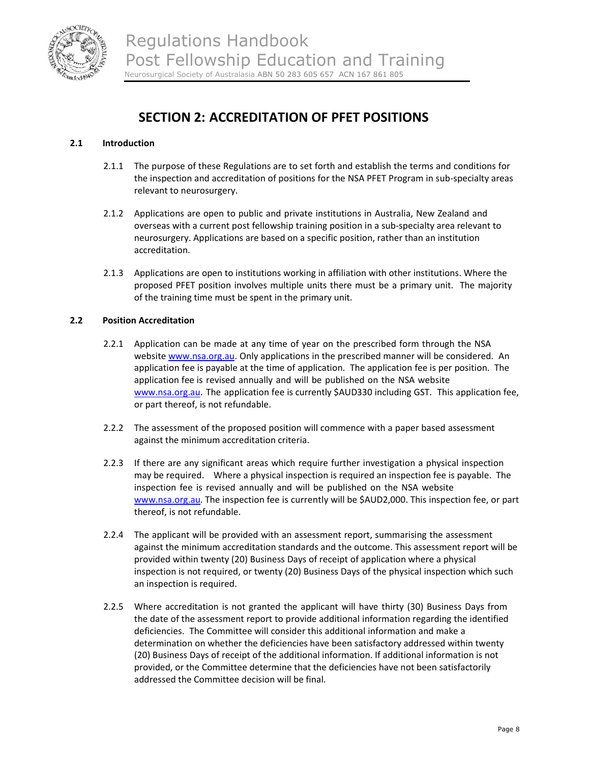# SECTION 2: ACCREDITATION OF PFET POSITIONS

## 2.1 Introduction

2.1.1 The purpose of these Regulations are to set forth and establish the terms and conditions for the inspection and accreditation of positions for the NSA PFET Program in sub-specialty areas relevant to neurosurgery.

2.1.2 Applications are open to public and private institutions in Australia, New Zealand and overseas with a current post fellowship training position in a sub-specialty area relevant to neurosurgery. Applications are based on a specific position, rather than an institution accreditation.

2.1.3 Applications are open to institutions working in affiliation with other institutions. Where the proposed PFET position involves multiple units there must be a primary unit. The majority of the training time must be spent in the primary unit.

## 2.2 Position Accreditation

2.2.1 Application can be made at any time of year on the prescribed form through the NSA website www.nsa.org.au. Only applications in the prescribed manner will be considered. An application fee is payable at the time of application. The application fee is per position. The application fee is revised annually and will be published on the NSA website www.nsa.org.au. The application fee is currently $AUD330 including GST. This application fee, or part thereof, is not refundable.

2.2.2 The assessment of the proposed position will commence with a paper based assessment against the minimum accreditation criteria.

2.2.3 If there are any significant areas which require further investigation a physical inspection may be required. Where a physical inspection is required an inspection fee is payable. The inspection fee is revised annually and will be published on the NSA website www.nsa.org.au. The inspection fee is currently will be $AUD2,000. This inspection fee, or part thereof, is not refundable.

2.2.4 The applicant will be provided with an assessment report, summarising the assessment against the minimum accreditation standards and the outcome. This assessment report will be provided within twenty (20) Business Days of receipt of application where a physical inspection is not required, or twenty (20) Business Days of the physical inspection which such an inspection is required.

2.2.5 Where accreditation is not granted the applicant will have thirty (30) Business Days from the date of the assessment report to provide additional information regarding the identified deficiencies. The Committee will consider this additional information and make a determination on whether the deficiencies have been satisfactory addressed within twenty (20) Business Days of receipt of the additional information. If additional information is not provided, or the Committee determine that the deficiencies have not been satisfactorily addressed the Committee decision will be final.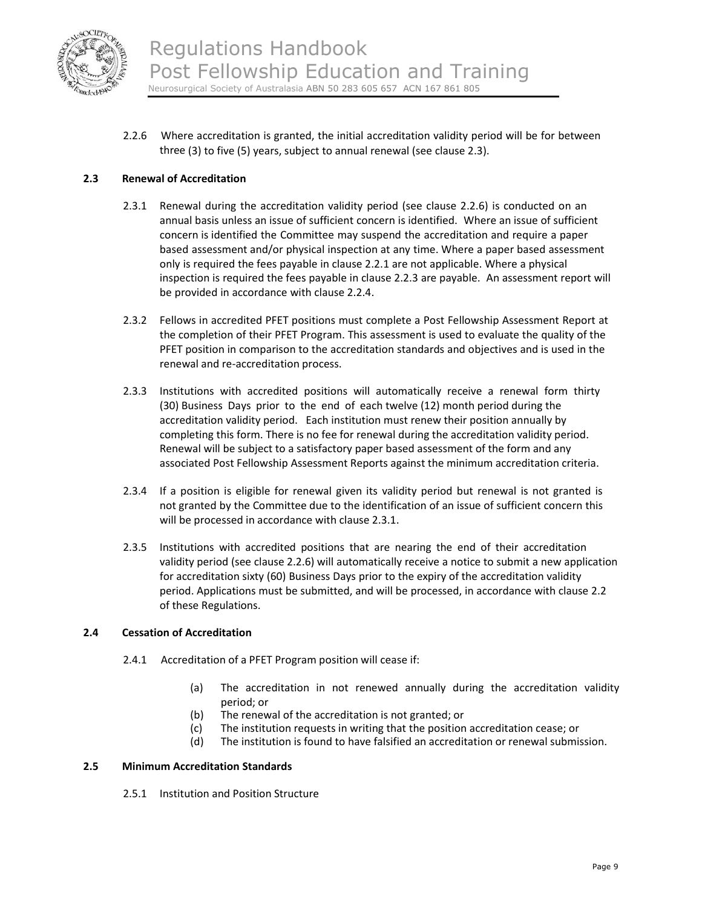2.2.6 Where accreditation is granted, the initial accreditation validity period will be for between three (3) to five (5) years, subject to annual renewal (see clause 2.3).

### 2.3 Renewal of Accreditation

2.3.1 Renewal during the accreditation validity period (see clause 2.2.6) is conducted on an annual basis unless an issue of sufficient concern is identified. Where an issue of sufficient concern is identified the Committee may suspend the accreditation and require a paper based assessment and/or physical inspection at any time. Where a paper based assessment only is required the fees payable in clause 2.2.1 are not applicable. Where a physical inspection is required the fees payable in clause 2.2.3 are payable. An assessment report will be provided in accordance with clause 2.2.4.

2.3.2 Fellows in accredited PFET positions must complete a Post Fellowship Assessment Report at the completion of their PFET Program. This assessment is used to evaluate the quality of the PFET position in comparison to the accreditation standards and objectives and is used in the renewal and re-accreditation process.

2.3.3 Institutions with accredited positions will automatically receive a renewal form thirty (30) Business Days prior to the end of each twelve (12) month period during the accreditation validity period. Each institution must renew their position annually by completing this form. There is no fee for renewal during the accreditation validity period. Renewal will be subject to a satisfactory paper based assessment of the form and any associated Post Fellowship Assessment Reports against the minimum accreditation criteria.

2.3.4 If a position is eligible for renewal given its validity period but renewal is not granted is not granted by the Committee due to the identification of an issue of sufficient concern this will be processed in accordance with clause 2.3.1.

2.3.5 Institutions with accredited positions that are nearing the end of their accreditation validity period (see clause 2.2.6) will automatically receive a notice to submit a new application for accreditation sixty (60) Business Days prior to the expiry of the accreditation validity period. Applications must be submitted, and will be processed, in accordance with clause 2.2 of these Regulations.

### 2.4 Cessation of Accreditation

2.4.1 Accreditation of a PFET Program position will cease if:

(a) The accreditation in not renewed annually during the accreditation validity period; or
(b) The renewal of the accreditation is not granted; or
(c) The institution requests in writing that the position accreditation cease; or
(d) The institution is found to have falsified an accreditation or renewal submission.

### 2.5 Minimum Accreditation Standards

2.5.1 Institution and Position Structure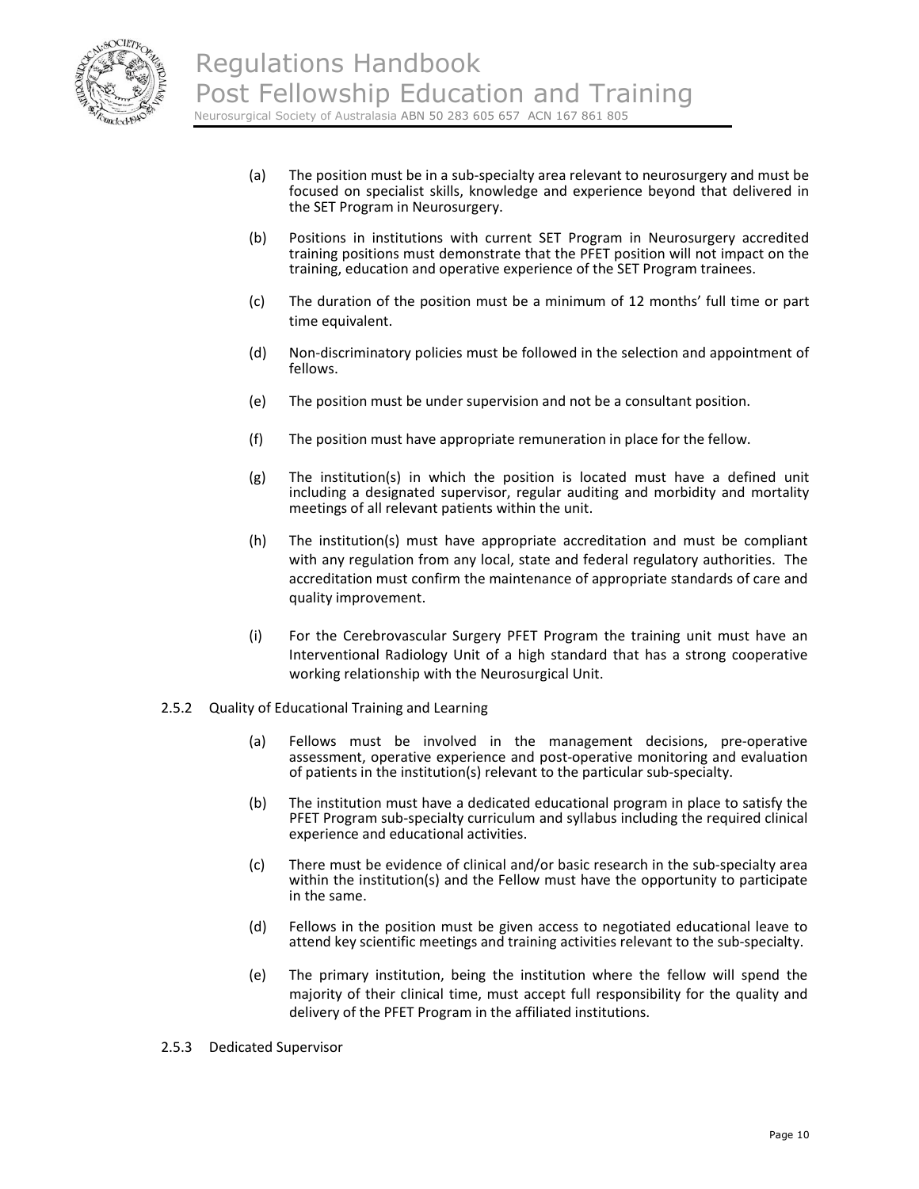(a) The position must be in a sub-specialty area relevant to neurosurgery and must be focused on specialist skills, knowledge and experience beyond that delivered in the SET Program in Neurosurgery.

(b) Positions in institutions with current SET Program in Neurosurgery accredited training positions must demonstrate that the PFET position will not impact on the training, education and operative experience of the SET Program trainees.

(c) The duration of the position must be a minimum of 12 months' full time or part time equivalent.

(d) Non-discriminatory policies must be followed in the selection and appointment of fellows.

(e) The position must be under supervision and not be a consultant position.

(f) The position must have appropriate remuneration in place for the fellow.

(g) The institution(s) in which the position is located must have a defined unit including a designated supervisor, regular auditing and morbidity and mortality meetings of all relevant patients within the unit.

(h) The institution(s) must have appropriate accreditation and must be compliant with any regulation from any local, state and federal regulatory authorities. The accreditation must confirm the maintenance of appropriate standards of care and quality improvement.

(i) For the Cerebrovascular Surgery PFET Program the training unit must have an Interventional Radiology Unit of a high standard that has a strong cooperative working relationship with the Neurosurgical Unit.

2.5.2 Quality of Educational Training and Learning

(a) Fellows must be involved in the management decisions, pre-operative assessment, operative experience and post-operative monitoring and evaluation of patients in the institution(s) relevant to the particular sub-specialty.

(b) The institution must have a dedicated educational program in place to satisfy the PFET Program sub-specialty curriculum and syllabus including the required clinical experience and educational activities.

(c) There must be evidence of clinical and/or basic research in the sub-specialty area within the institution(s) and the Fellow must have the opportunity to participate in the same.

(d) Fellows in the position must be given access to negotiated educational leave to attend key scientific meetings and training activities relevant to the sub-specialty.

(e) The primary institution, being the institution where the fellow will spend the majority of their clinical time, must accept full responsibility for the quality and delivery of the PFET Program in the affiliated institutions.

2.5.3 Dedicated Supervisor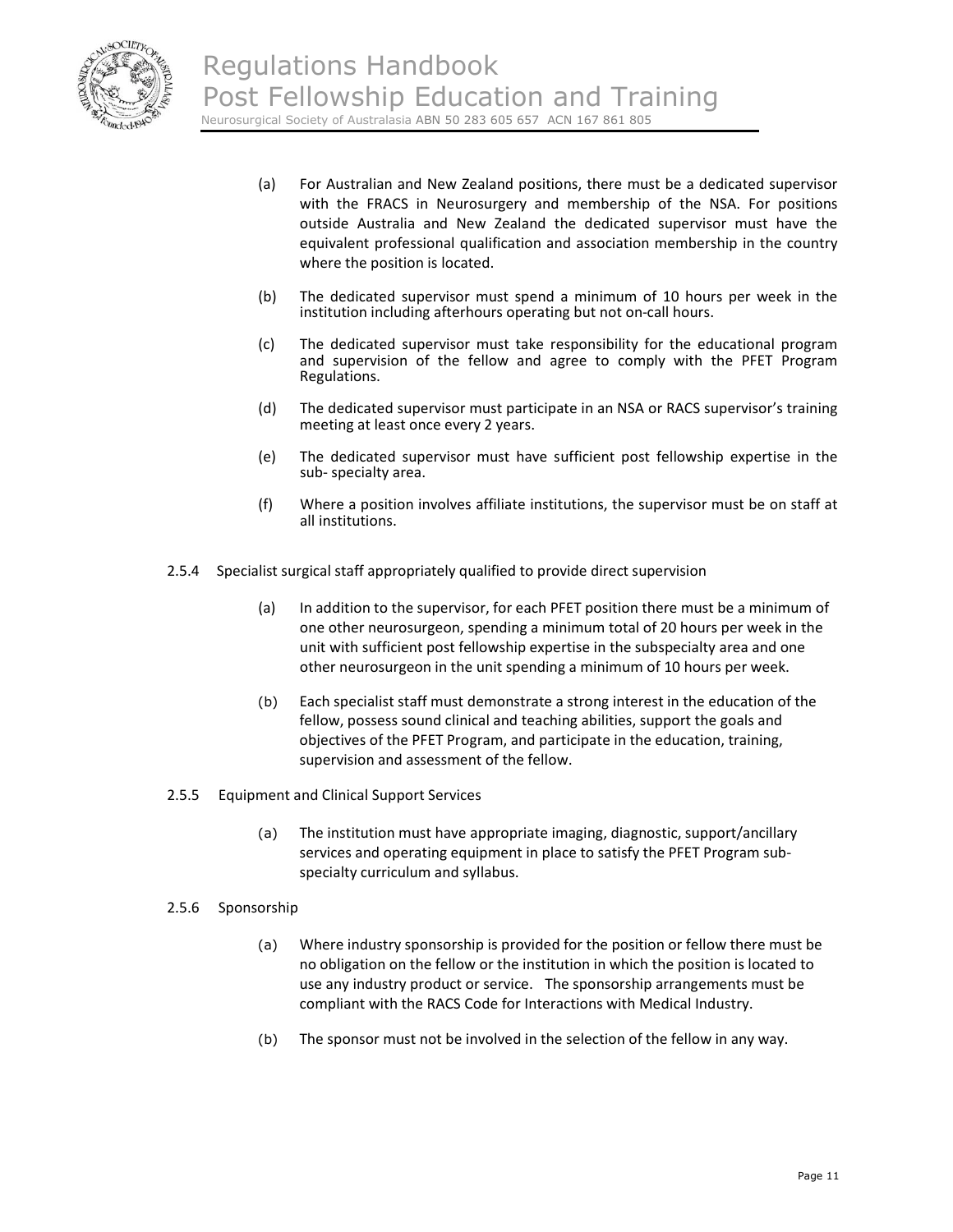(a) For Australian and New Zealand positions, there must be a dedicated supervisor with the FRACS in Neurosurgery and membership of the NSA. For positions outside Australia and New Zealand the dedicated supervisor must have the equivalent professional qualification and association membership in the country where the position is located.

(b) The dedicated supervisor must spend a minimum of 10 hours per week in the institution including afterhours operating but not on-call hours.

(c) The dedicated supervisor must take responsibility for the educational program and supervision of the fellow and agree to comply with the PFET Program Regulations.

(d) The dedicated supervisor must participate in an NSA or RACS supervisor's training meeting at least once every 2 years.

(e) The dedicated supervisor must have sufficient post fellowship expertise in the sub- specialty area.

(f) Where a position involves affiliate institutions, the supervisor must be on staff at all institutions.

2.5.4 Specialist surgical staff appropriately qualified to provide direct supervision

(a) In addition to the supervisor, for each PFET position there must be a minimum of one other neurosurgeon, spending a minimum total of 20 hours per week in the unit with sufficient post fellowship expertise in the subspecialty area and one other neurosurgeon in the unit spending a minimum of 10 hours per week.

(b) Each specialist staff must demonstrate a strong interest in the education of the fellow, possess sound clinical and teaching abilities, support the goals and objectives of the PFET Program, and participate in the education, training, supervision and assessment of the fellow.

2.5.5 Equipment and Clinical Support Services

(a) The institution must have appropriate imaging, diagnostic, support/ancillary services and operating equipment in place to satisfy the PFET Program sub-specialty curriculum and syllabus.

2.5.6 Sponsorship

(a) Where industry sponsorship is provided for the position or fellow there must be no obligation on the fellow or the institution in which the position is located to use any industry product or service. The sponsorship arrangements must be compliant with the RACS Code for Interactions with Medical Industry.

(b) The sponsor must not be involved in the selection of the fellow in any way.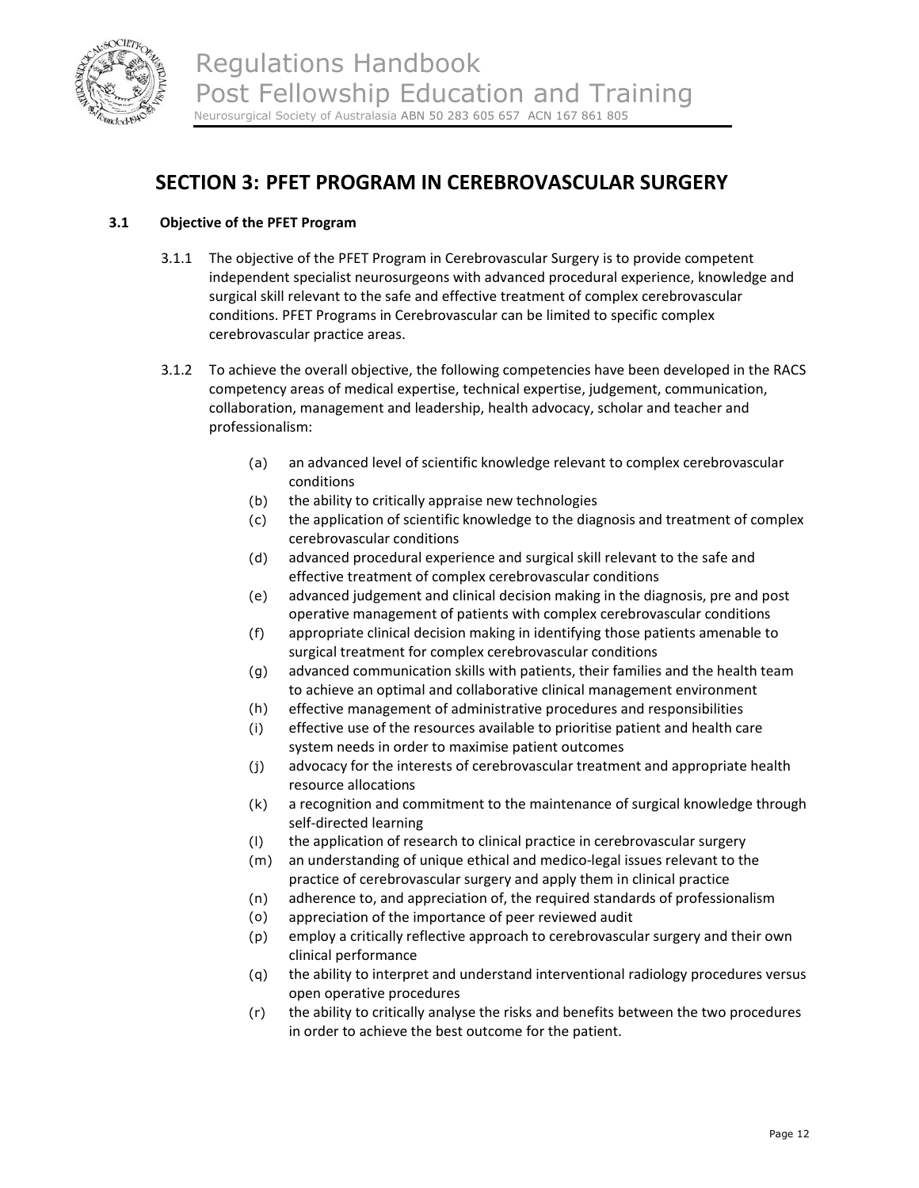# SECTION 3: PFET PROGRAM IN CEREBROVASCULAR SURGERY

### 3.1 Objective of the PFET Program

3.1.1 The objective of the PFET Program in Cerebrovascular Surgery is to provide competent independent specialist neurosurgeons with advanced procedural experience, knowledge and surgical skill relevant to the safe and effective treatment of complex cerebrovascular conditions. PFET Programs in Cerebrovascular can be limited to specific complex cerebrovascular practice areas.

3.1.2 To achieve the overall objective, the following competencies have been developed in the RACS competency areas of medical expertise, technical expertise, judgement, communication, collaboration, management and leadership, health advocacy, scholar and teacher and professionalism:

- (a) an advanced level of scientific knowledge relevant to complex cerebrovascular conditions
- (b) the ability to critically appraise new technologies
- (c) the application of scientific knowledge to the diagnosis and treatment of complex cerebrovascular conditions
- (d) advanced procedural experience and surgical skill relevant to the safe and effective treatment of complex cerebrovascular conditions
- (e) advanced judgement and clinical decision making in the diagnosis, pre and post operative management of patients with complex cerebrovascular conditions
- (f) appropriate clinical decision making in identifying those patients amenable to surgical treatment for complex cerebrovascular conditions
- (g) advanced communication skills with patients, their families and the health team to achieve an optimal and collaborative clinical management environment
- (h) effective management of administrative procedures and responsibilities
- (i) effective use of the resources available to prioritise patient and health care system needs in order to maximise patient outcomes
- (j) advocacy for the interests of cerebrovascular treatment and appropriate health resource allocations
- (k) a recognition and commitment to the maintenance of surgical knowledge through self-directed learning
- (l) the application of research to clinical practice in cerebrovascular surgery
- (m) an understanding of unique ethical and medico-legal issues relevant to the practice of cerebrovascular surgery and apply them in clinical practice
- (n) adherence to, and appreciation of, the required standards of professionalism
- (o) appreciation of the importance of peer reviewed audit
- (p) employ a critically reflective approach to cerebrovascular surgery and their own clinical performance
- (q) the ability to interpret and understand interventional radiology procedures versus open operative procedures
- (r) the ability to critically analyse the risks and benefits between the two procedures in order to achieve the best outcome for the patient.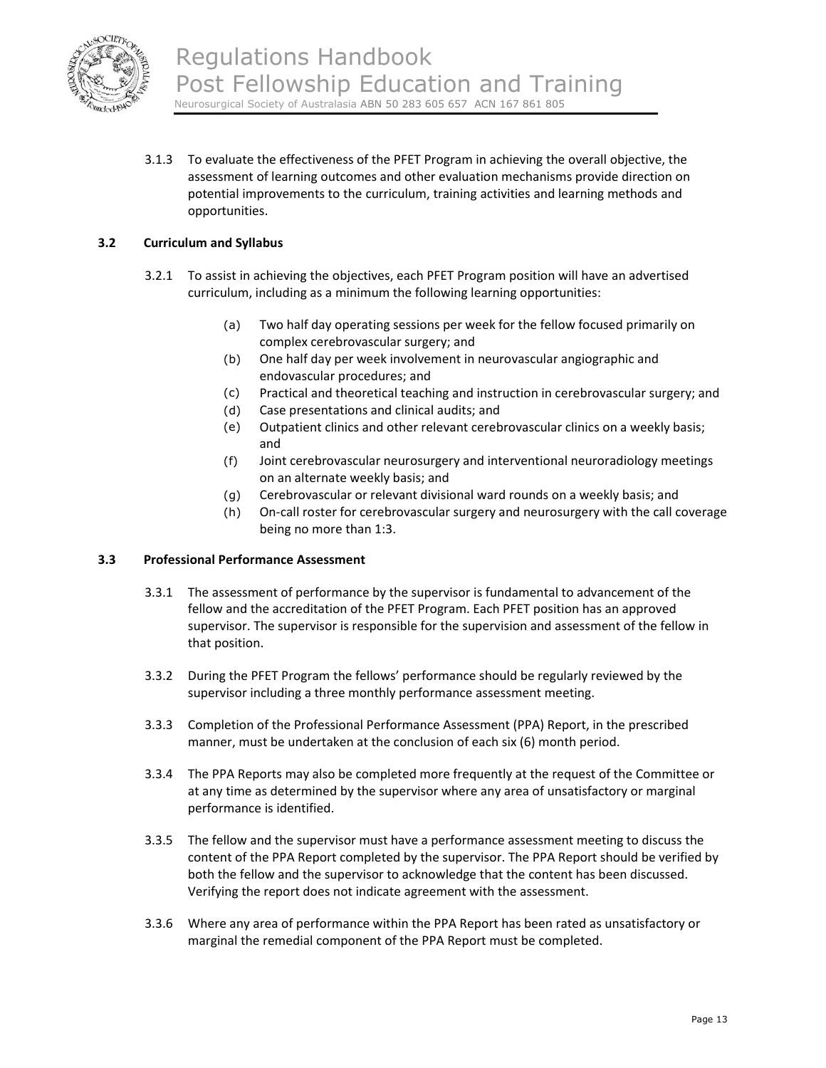3.1.3 To evaluate the effectiveness of the PFET Program in achieving the overall objective, the assessment of learning outcomes and other evaluation mechanisms provide direction on potential improvements to the curriculum, training activities and learning methods and opportunities.

### 3.2 Curriculum and Syllabus

3.2.1 To assist in achieving the objectives, each PFET Program position will have an advertised curriculum, including as a minimum the following learning opportunities:

(a) Two half day operating sessions per week for the fellow focused primarily on complex cerebrovascular surgery; and

(b) One half day per week involvement in neurovascular angiographic and endovascular procedures; and

(c) Practical and theoretical teaching and instruction in cerebrovascular surgery; and

(d) Case presentations and clinical audits; and

(e) Outpatient clinics and other relevant cerebrovascular clinics on a weekly basis; and

(f) Joint cerebrovascular neurosurgery and interventional neuroradiology meetings on an alternate weekly basis; and

(g) Cerebrovascular or relevant divisional ward rounds on a weekly basis; and

(h) On-call roster for cerebrovascular surgery and neurosurgery with the call coverage being no more than 1:3.

### 3.3 Professional Performance Assessment

3.3.1 The assessment of performance by the supervisor is fundamental to advancement of the fellow and the accreditation of the PFET Program. Each PFET position has an approved supervisor. The supervisor is responsible for the supervision and assessment of the fellow in that position.

3.3.2 During the PFET Program the fellows' performance should be regularly reviewed by the supervisor including a three monthly performance assessment meeting.

3.3.3 Completion of the Professional Performance Assessment (PPA) Report, in the prescribed manner, must be undertaken at the conclusion of each six (6) month period.

3.3.4 The PPA Reports may also be completed more frequently at the request of the Committee or at any time as determined by the supervisor where any area of unsatisfactory or marginal performance is identified.

3.3.5 The fellow and the supervisor must have a performance assessment meeting to discuss the content of the PPA Report completed by the supervisor. The PPA Report should be verified by both the fellow and the supervisor to acknowledge that the content has been discussed. Verifying the report does not indicate agreement with the assessment.

3.3.6 Where any area of performance within the PPA Report has been rated as unsatisfactory or marginal the remedial component of the PPA Report must be completed.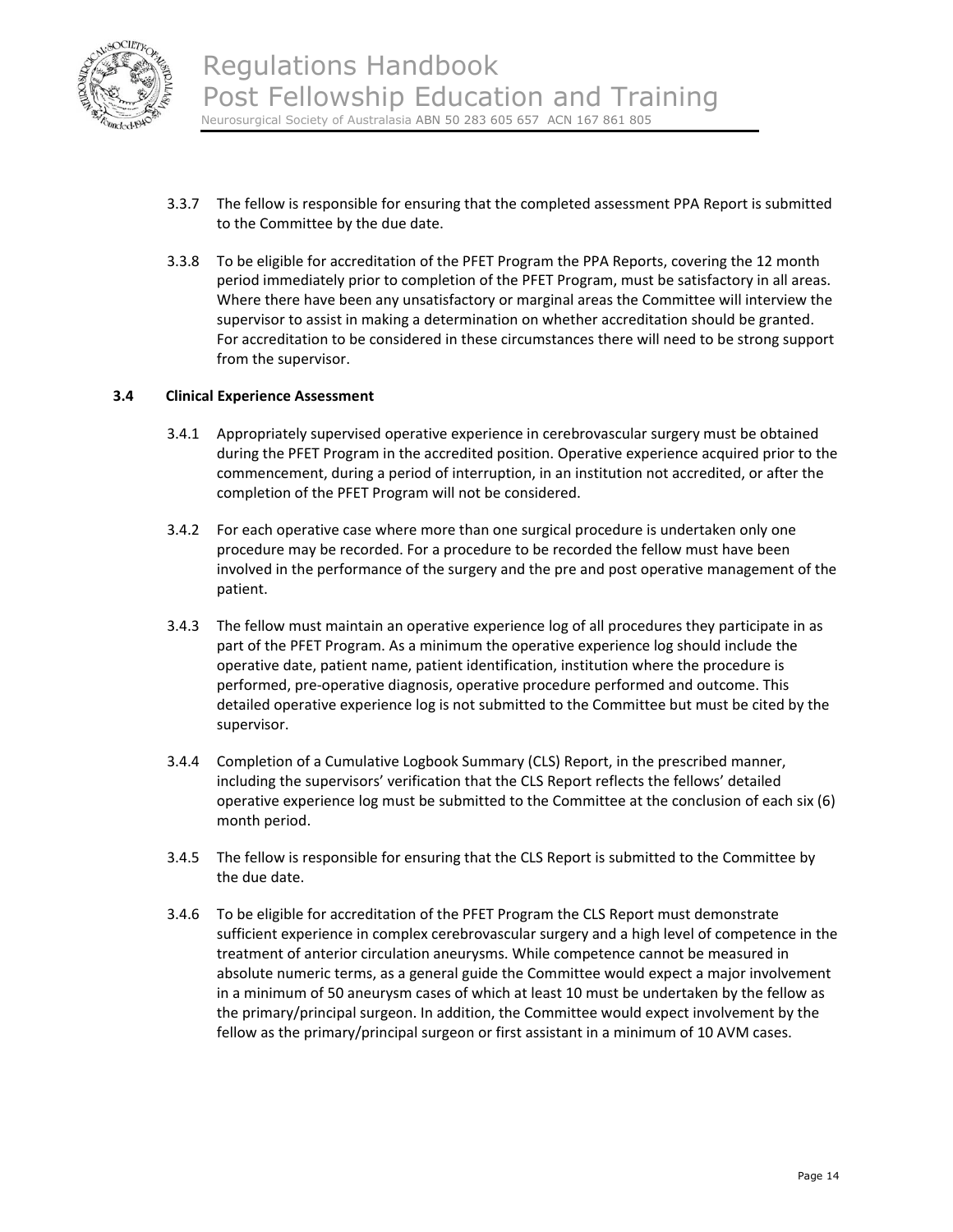3.3.7 The fellow is responsible for ensuring that the completed assessment PPA Report is submitted to the Committee by the due date.

3.3.8 To be eligible for accreditation of the PFET Program the PPA Reports, covering the 12 month period immediately prior to completion of the PFET Program, must be satisfactory in all areas. Where there have been any unsatisfactory or marginal areas the Committee will interview the supervisor to assist in making a determination on whether accreditation should be granted. For accreditation to be considered in these circumstances there will need to be strong support from the supervisor.

### 3.4 Clinical Experience Assessment

3.4.1 Appropriately supervised operative experience in cerebrovascular surgery must be obtained during the PFET Program in the accredited position. Operative experience acquired prior to the commencement, during a period of interruption, in an institution not accredited, or after the completion of the PFET Program will not be considered.

3.4.2 For each operative case where more than one surgical procedure is undertaken only one procedure may be recorded. For a procedure to be recorded the fellow must have been involved in the performance of the surgery and the pre and post operative management of the patient.

3.4.3 The fellow must maintain an operative experience log of all procedures they participate in as part of the PFET Program. As a minimum the operative experience log should include the operative date, patient name, patient identification, institution where the procedure is performed, pre-operative diagnosis, operative procedure performed and outcome. This detailed operative experience log is not submitted to the Committee but must be cited by the supervisor.

3.4.4 Completion of a Cumulative Logbook Summary (CLS) Report, in the prescribed manner, including the supervisors' verification that the CLS Report reflects the fellows' detailed operative experience log must be submitted to the Committee at the conclusion of each six (6) month period.

3.4.5 The fellow is responsible for ensuring that the CLS Report is submitted to the Committee by the due date.

3.4.6 To be eligible for accreditation of the PFET Program the CLS Report must demonstrate sufficient experience in complex cerebrovascular surgery and a high level of competence in the treatment of anterior circulation aneurysms. While competence cannot be measured in absolute numeric terms, as a general guide the Committee would expect a major involvement in a minimum of 50 aneurysm cases of which at least 10 must be undertaken by the fellow as the primary/principal surgeon. In addition, the Committee would expect involvement by the fellow as the primary/principal surgeon or first assistant in a minimum of 10 AVM cases.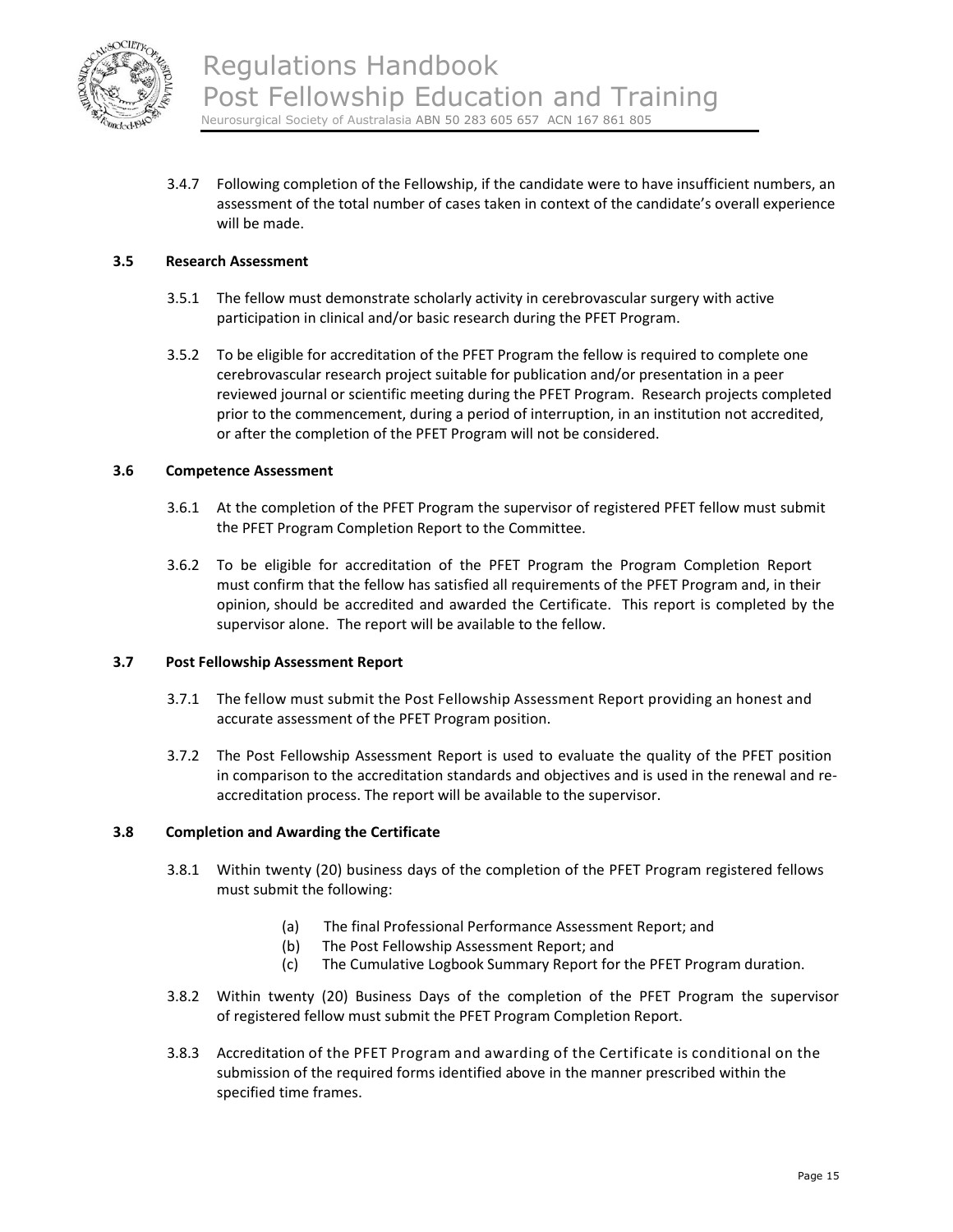3.4.7 Following completion of the Fellowship, if the candidate were to have insufficient numbers, an assessment of the total number of cases taken in context of the candidate's overall experience will be made.

### 3.5 Research Assessment

3.5.1 The fellow must demonstrate scholarly activity in cerebrovascular surgery with active participation in clinical and/or basic research during the PFET Program.

3.5.2 To be eligible for accreditation of the PFET Program the fellow is required to complete one cerebrovascular research project suitable for publication and/or presentation in a peer reviewed journal or scientific meeting during the PFET Program. Research projects completed prior to the commencement, during a period of interruption, in an institution not accredited, or after the completion of the PFET Program will not be considered.

### 3.6 Competence Assessment

3.6.1 At the completion of the PFET Program the supervisor of registered PFET fellow must submit the PFET Program Completion Report to the Committee.

3.6.2 To be eligible for accreditation of the PFET Program the Program Completion Report must confirm that the fellow has satisfied all requirements of the PFET Program and, in their opinion, should be accredited and awarded the Certificate. This report is completed by the supervisor alone. The report will be available to the fellow.

### 3.7 Post Fellowship Assessment Report

3.7.1 The fellow must submit the Post Fellowship Assessment Report providing an honest and accurate assessment of the PFET Program position.

3.7.2 The Post Fellowship Assessment Report is used to evaluate the quality of the PFET position in comparison to the accreditation standards and objectives and is used in the renewal and re-accreditation process. The report will be available to the supervisor.

### 3.8 Completion and Awarding the Certificate

3.8.1 Within twenty (20) business days of the completion of the PFET Program registered fellows must submit the following:

(a) The final Professional Performance Assessment Report; and
(b) The Post Fellowship Assessment Report; and
(c) The Cumulative Logbook Summary Report for the PFET Program duration.

3.8.2 Within twenty (20) Business Days of the completion of the PFET Program the supervisor of registered fellow must submit the PFET Program Completion Report.

3.8.3 Accreditation of the PFET Program and awarding of the Certificate is conditional on the submission of the required forms identified above in the manner prescribed within the specified time frames.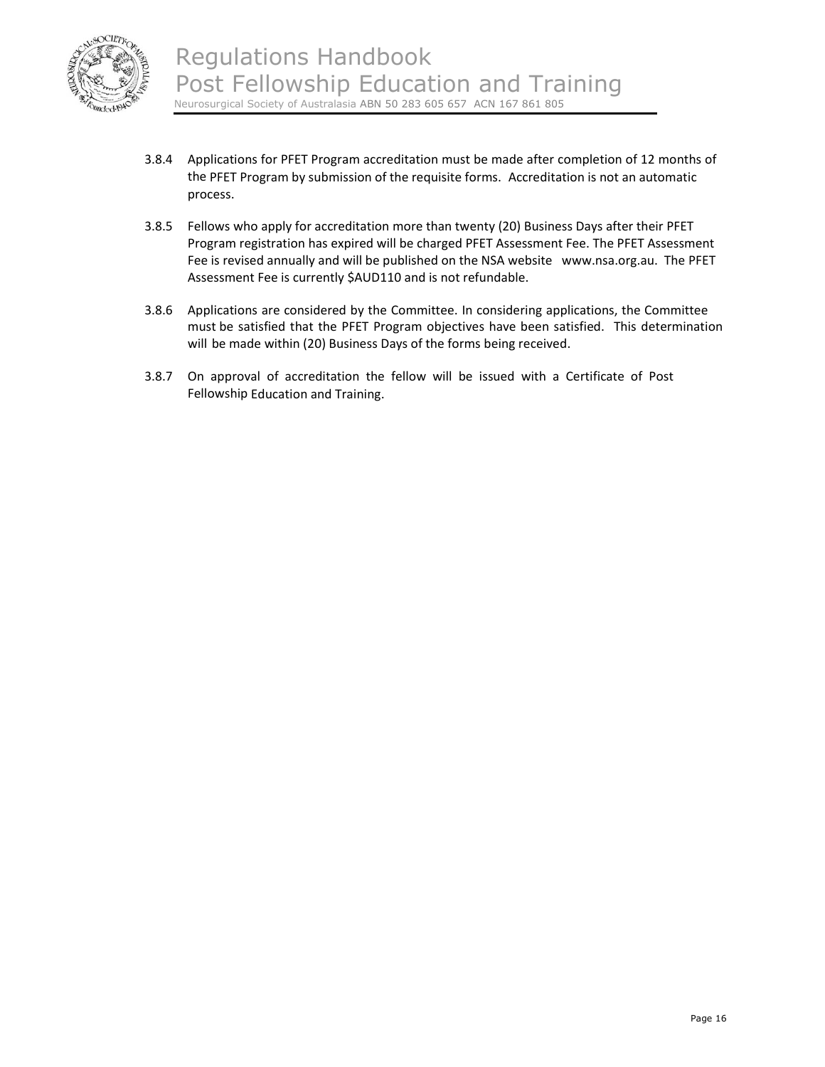3.8.4 Applications for PFET Program accreditation must be made after completion of 12 months of the PFET Program by submission of the requisite forms. Accreditation is not an automatic process.

3.8.5 Fellows who apply for accreditation more than twenty (20) Business Days after their PFET Program registration has expired will be charged PFET Assessment Fee. The PFET Assessment Fee is revised annually and will be published on the NSA website www.nsa.org.au. The PFET Assessment Fee is currently $AUD110 and is not refundable.

3.8.6 Applications are considered by the Committee. In considering applications, the Committee must be satisfied that the PFET Program objectives have been satisfied. This determination will be made within (20) Business Days of the forms being received.

3.8.7 On approval of accreditation the fellow will be issued with a Certificate of Post Fellowship Education and Training.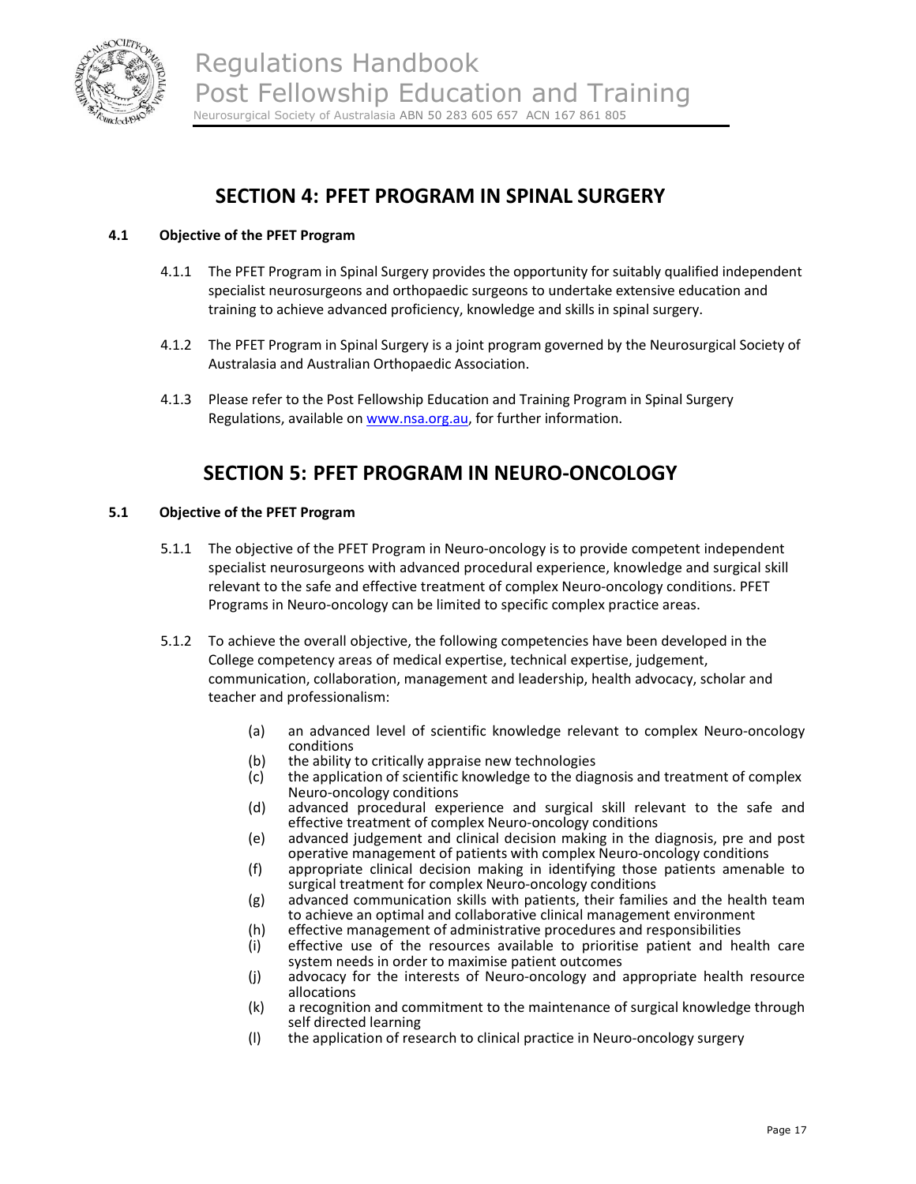# SECTION 4: PFET PROGRAM IN SPINAL SURGERY

### 4.1 Objective of the PFET Program

4.1.1 The PFET Program in Spinal Surgery provides the opportunity for suitably qualified independent specialist neurosurgeons and orthopaedic surgeons to undertake extensive education and training to achieve advanced proficiency, knowledge and skills in spinal surgery.

4.1.2 The PFET Program in Spinal Surgery is a joint program governed by the Neurosurgical Society of Australasia and Australian Orthopaedic Association.

4.1.3 Please refer to the Post Fellowship Education and Training Program in Spinal Surgery Regulations, available on www.nsa.org.au, for further information.

# SECTION 5: PFET PROGRAM IN NEURO-ONCOLOGY

### 5.1 Objective of the PFET Program

5.1.1 The objective of the PFET Program in Neuro-oncology is to provide competent independent specialist neurosurgeons with advanced procedural experience, knowledge and surgical skill relevant to the safe and effective treatment of complex Neuro-oncology conditions. PFET Programs in Neuro-oncology can be limited to specific complex practice areas.

5.1.2 To achieve the overall objective, the following competencies have been developed in the College competency areas of medical expertise, technical expertise, judgement, communication, collaboration, management and leadership, health advocacy, scholar and teacher and professionalism:

- (a) an advanced level of scientific knowledge relevant to complex Neuro-oncology conditions
- (b) the ability to critically appraise new technologies
- (c) the application of scientific knowledge to the diagnosis and treatment of complex Neuro-oncology conditions
- (d) advanced procedural experience and surgical skill relevant to the safe and effective treatment of complex Neuro-oncology conditions
- (e) advanced judgement and clinical decision making in the diagnosis, pre and post operative management of patients with complex Neuro-oncology conditions
- (f) appropriate clinical decision making in identifying those patients amenable to surgical treatment for complex Neuro-oncology conditions
- (g) advanced communication skills with patients, their families and the health team to achieve an optimal and collaborative clinical management environment
- (h) effective management of administrative procedures and responsibilities
- (i) effective use of the resources available to prioritise patient and health care system needs in order to maximise patient outcomes
- (j) advocacy for the interests of Neuro-oncology and appropriate health resource allocations
- (k) a recognition and commitment to the maintenance of surgical knowledge through self directed learning
- (l) the application of research to clinical practice in Neuro-oncology surgery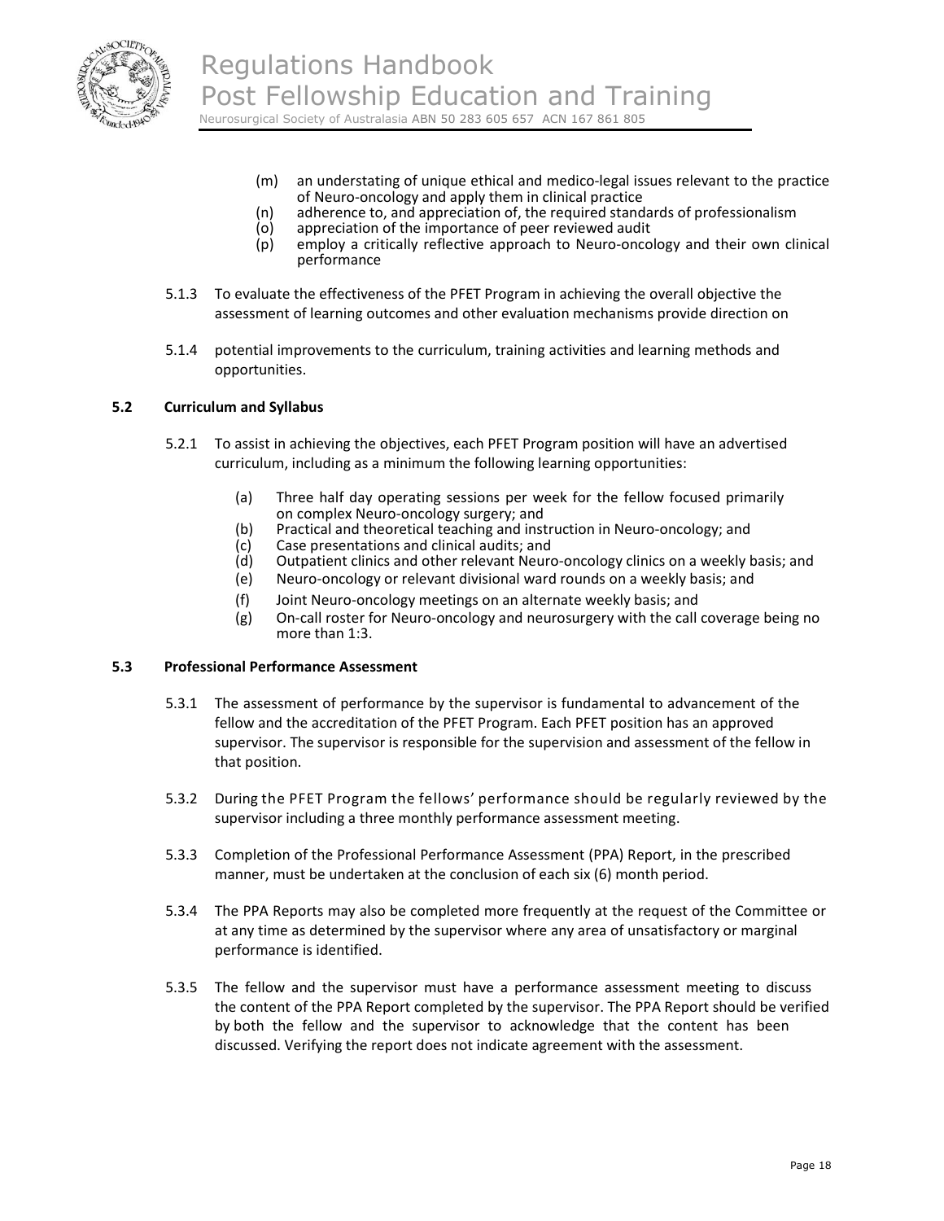(m) an understating of unique ethical and medico-legal issues relevant to the practice of Neuro-oncology and apply them in clinical practice
(n) adherence to, and appreciation of, the required standards of professionalism
(o) appreciation of the importance of peer reviewed audit
(p) employ a critically reflective approach to Neuro-oncology and their own clinical performance

5.1.3 To evaluate the effectiveness of the PFET Program in achieving the overall objective the assessment of learning outcomes and other evaluation mechanisms provide direction on

5.1.4 potential improvements to the curriculum, training activities and learning methods and opportunities.

### 5.2 Curriculum and Syllabus

5.2.1 To assist in achieving the objectives, each PFET Program position will have an advertised curriculum, including as a minimum the following learning opportunities:

(a) Three half day operating sessions per week for the fellow focused primarily on complex Neuro-oncology surgery; and
(b) Practical and theoretical teaching and instruction in Neuro-oncology; and
(c) Case presentations and clinical audits; and
(d) Outpatient clinics and other relevant Neuro-oncology clinics on a weekly basis; and
(e) Neuro-oncology or relevant divisional ward rounds on a weekly basis; and
(f) Joint Neuro-oncology meetings on an alternate weekly basis; and
(g) On-call roster for Neuro-oncology and neurosurgery with the call coverage being no more than 1:3.

### 5.3 Professional Performance Assessment

5.3.1 The assessment of performance by the supervisor is fundamental to advancement of the fellow and the accreditation of the PFET Program. Each PFET position has an approved supervisor. The supervisor is responsible for the supervision and assessment of the fellow in that position.

5.3.2 During the PFET Program the fellows' performance should be regularly reviewed by the supervisor including a three monthly performance assessment meeting.

5.3.3 Completion of the Professional Performance Assessment (PPA) Report, in the prescribed manner, must be undertaken at the conclusion of each six (6) month period.

5.3.4 The PPA Reports may also be completed more frequently at the request of the Committee or at any time as determined by the supervisor where any area of unsatisfactory or marginal performance is identified.

5.3.5 The fellow and the supervisor must have a performance assessment meeting to discuss the content of the PPA Report completed by the supervisor. The PPA Report should be verified by both the fellow and the supervisor to acknowledge that the content has been discussed. Verifying the report does not indicate agreement with the assessment.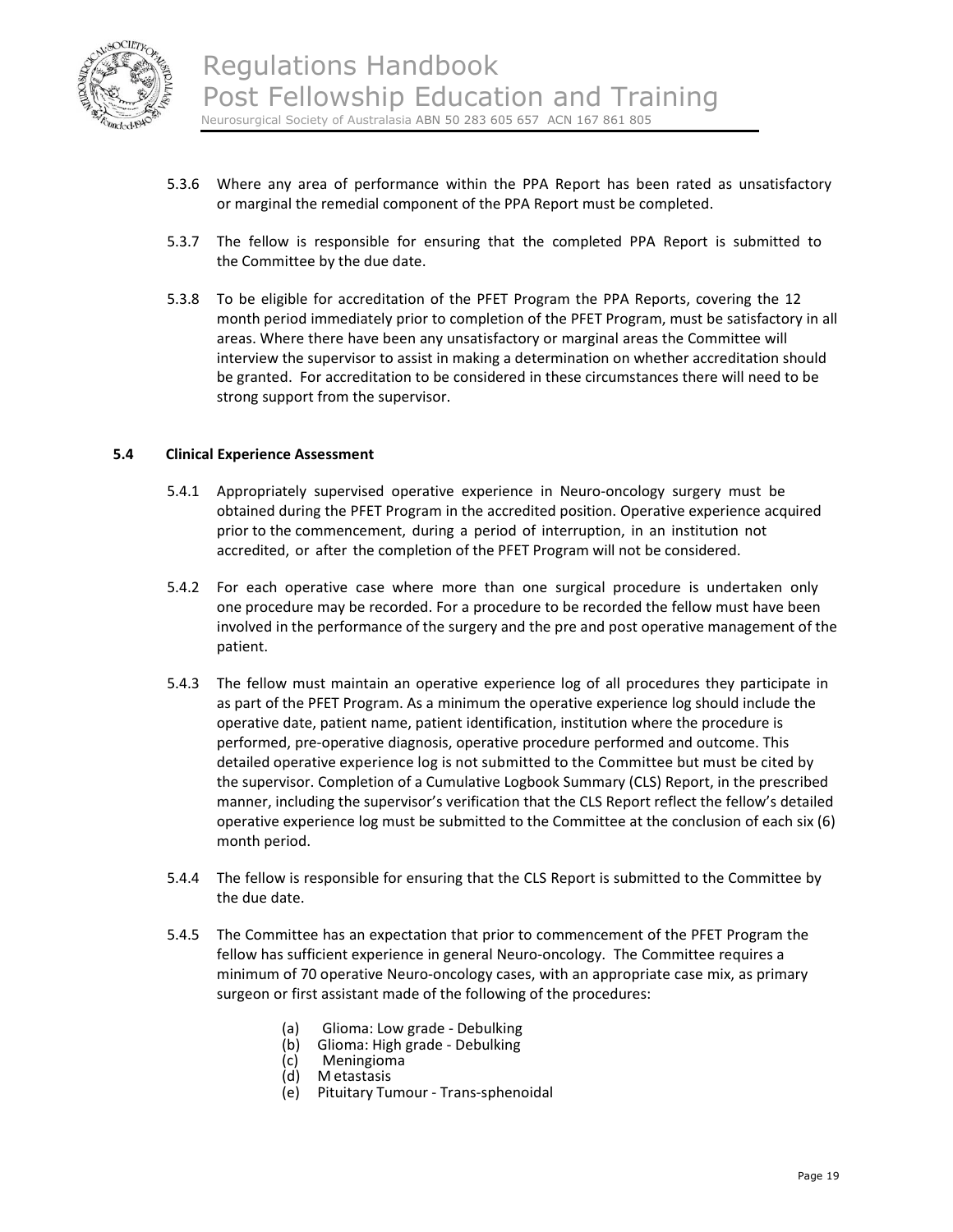5.3.6 Where any area of performance within the PPA Report has been rated as unsatisfactory or marginal the remedial component of the PPA Report must be completed.

5.3.7 The fellow is responsible for ensuring that the completed PPA Report is submitted to the Committee by the due date.

5.3.8 To be eligible for accreditation of the PFET Program the PPA Reports, covering the 12 month period immediately prior to completion of the PFET Program, must be satisfactory in all areas. Where there have been any unsatisfactory or marginal areas the Committee will interview the supervisor to assist in making a determination on whether accreditation should be granted. For accreditation to be considered in these circumstances there will need to be strong support from the supervisor.

### 5.4 Clinical Experience Assessment

5.4.1 Appropriately supervised operative experience in Neuro-oncology surgery must be obtained during the PFET Program in the accredited position. Operative experience acquired prior to the commencement, during a period of interruption, in an institution not accredited, or after the completion of the PFET Program will not be considered.

5.4.2 For each operative case where more than one surgical procedure is undertaken only one procedure may be recorded. For a procedure to be recorded the fellow must have been involved in the performance of the surgery and the pre and post operative management of the patient.

5.4.3 The fellow must maintain an operative experience log of all procedures they participate in as part of the PFET Program. As a minimum the operative experience log should include the operative date, patient name, patient identification, institution where the procedure is performed, pre-operative diagnosis, operative procedure performed and outcome. This detailed operative experience log is not submitted to the Committee but must be cited by the supervisor. Completion of a Cumulative Logbook Summary (CLS) Report, in the prescribed manner, including the supervisor's verification that the CLS Report reflect the fellow's detailed operative experience log must be submitted to the Committee at the conclusion of each six (6) month period.

5.4.4 The fellow is responsible for ensuring that the CLS Report is submitted to the Committee by the due date.

5.4.5 The Committee has an expectation that prior to commencement of the PFET Program the fellow has sufficient experience in general Neuro-oncology. The Committee requires a minimum of 70 operative Neuro-oncology cases, with an appropriate case mix, as primary surgeon or first assistant made of the following of the procedures:

- (a) Glioma: Low grade - Debulking
- (b) Glioma: High grade - Debulking
- (c) Meningioma
- (d) Metastasis
- (e) Pituitary Tumour - Trans-sphenoidal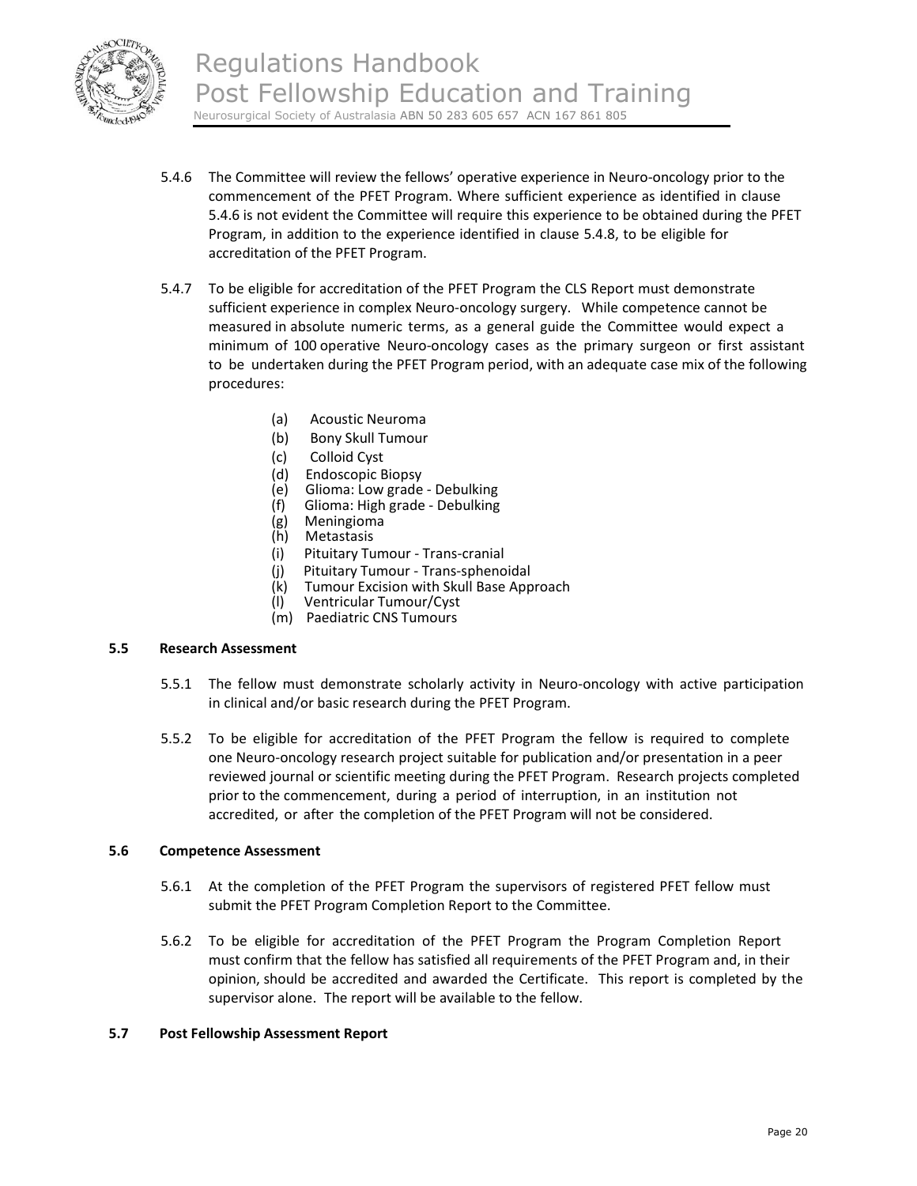5.4.6 The Committee will review the fellows' operative experience in Neuro-oncology prior to the commencement of the PFET Program. Where sufficient experience as identified in clause 5.4.6 is not evident the Committee will require this experience to be obtained during the PFET Program, in addition to the experience identified in clause 5.4.8, to be eligible for accreditation of the PFET Program.

5.4.7 To be eligible for accreditation of the PFET Program the CLS Report must demonstrate sufficient experience in complex Neuro-oncology surgery. While competence cannot be measured in absolute numeric terms, as a general guide the Committee would expect a minimum of 100 operative Neuro-oncology cases as the primary surgeon or first assistant to be undertaken during the PFET Program period, with an adequate case mix of the following procedures:

- (a) Acoustic Neuroma
- (b) Bony Skull Tumour
- (c) Colloid Cyst
- (d) Endoscopic Biopsy
- (e) Glioma: Low grade - Debulking
- (f) Glioma: High grade - Debulking
- (g) Meningioma
- (h) Metastasis
- (i) Pituitary Tumour - Trans-cranial
- (j) Pituitary Tumour - Trans-sphenoidal
- (k) Tumour Excision with Skull Base Approach
- (l) Ventricular Tumour/Cyst
- (m) Paediatric CNS Tumours

### 5.5 Research Assessment

5.5.1 The fellow must demonstrate scholarly activity in Neuro-oncology with active participation in clinical and/or basic research during the PFET Program.

5.5.2 To be eligible for accreditation of the PFET Program the fellow is required to complete one Neuro-oncology research project suitable for publication and/or presentation in a peer reviewed journal or scientific meeting during the PFET Program. Research projects completed prior to the commencement, during a period of interruption, in an institution not accredited, or after the completion of the PFET Program will not be considered.

### 5.6 Competence Assessment

5.6.1 At the completion of the PFET Program the supervisors of registered PFET fellow must submit the PFET Program Completion Report to the Committee.

5.6.2 To be eligible for accreditation of the PFET Program the Program Completion Report must confirm that the fellow has satisfied all requirements of the PFET Program and, in their opinion, should be accredited and awarded the Certificate. This report is completed by the supervisor alone. The report will be available to the fellow.

### 5.7 Post Fellowship Assessment Report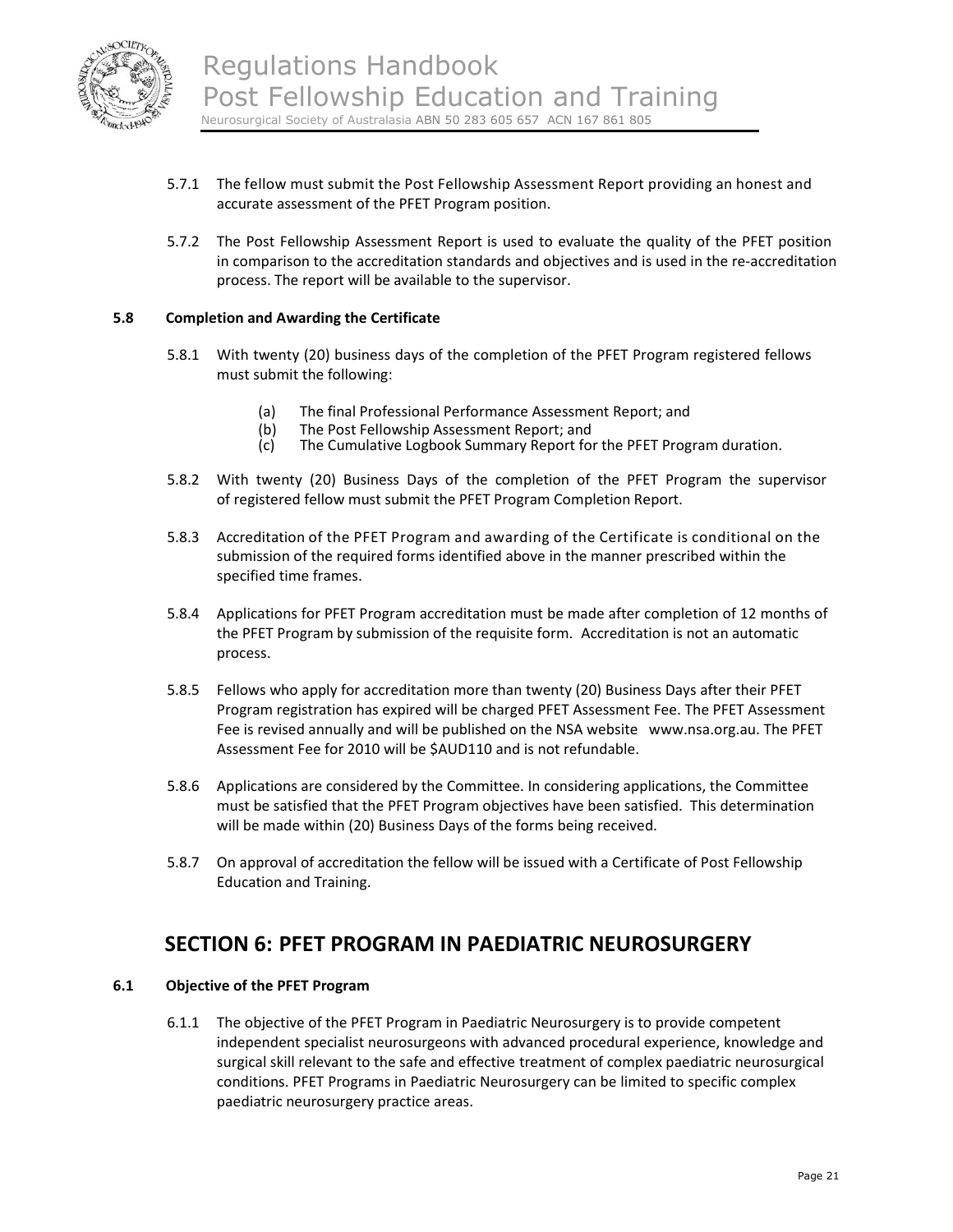5.7.1 The fellow must submit the Post Fellowship Assessment Report providing an honest and accurate assessment of the PFET Program position.

5.7.2 The Post Fellowship Assessment Report is used to evaluate the quality of the PFET position in comparison to the accreditation standards and objectives and is used in the re-accreditation process. The report will be available to the supervisor.

**5.8 Completion and Awarding the Certificate**

5.8.1 With twenty (20) business days of the completion of the PFET Program registered fellows must submit the following:

- (a) The final Professional Performance Assessment Report; and
- (b) The Post Fellowship Assessment Report; and
- (c) The Cumulative Logbook Summary Report for the PFET Program duration.

5.8.2 With twenty (20) Business Days of the completion of the PFET Program the supervisor of registered fellow must submit the PFET Program Completion Report.

5.8.3 Accreditation of the PFET Program and awarding of the Certificate is conditional on the submission of the required forms identified above in the manner prescribed within the specified time frames.

5.8.4 Applications for PFET Program accreditation must be made after completion of 12 months of the PFET Program by submission of the requisite form. Accreditation is not an automatic process.

5.8.5 Fellows who apply for accreditation more than twenty (20) Business Days after their PFET Program registration has expired will be charged PFET Assessment Fee. The PFET Assessment Fee is revised annually and will be published on the NSA website www.nsa.org.au. The PFET Assessment Fee for 2010 will be $AUD110 and is not refundable.

5.8.6 Applications are considered by the Committee. In considering applications, the Committee must be satisfied that the PFET Program objectives have been satisfied. This determination will be made within (20) Business Days of the forms being received.

5.8.7 On approval of accreditation the fellow will be issued with a Certificate of Post Fellowship Education and Training.

# SECTION 6: PFET PROGRAM IN PAEDIATRIC NEUROSURGERY

**6.1 Objective of the PFET Program**

6.1.1 The objective of the PFET Program in Paediatric Neurosurgery is to provide competent independent specialist neurosurgeons with advanced procedural experience, knowledge and surgical skill relevant to the safe and effective treatment of complex paediatric neurosurgical conditions. PFET Programs in Paediatric Neurosurgery can be limited to specific complex paediatric neurosurgery practice areas.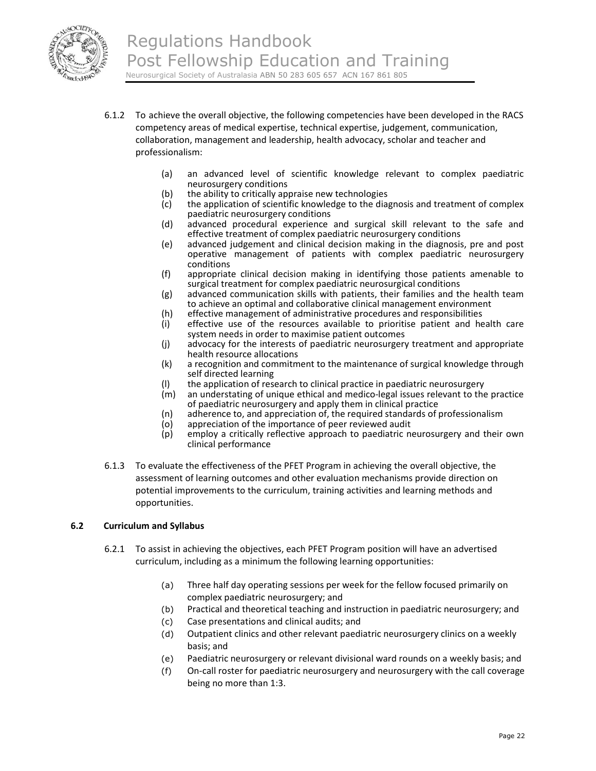6.1.2 To achieve the overall objective, the following competencies have been developed in the RACS competency areas of medical expertise, technical expertise, judgement, communication, collaboration, management and leadership, health advocacy, scholar and teacher and professionalism:

(a) an advanced level of scientific knowledge relevant to complex paediatric neurosurgery conditions
(b) the ability to critically appraise new technologies
(c) the application of scientific knowledge to the diagnosis and treatment of complex paediatric neurosurgery conditions
(d) advanced procedural experience and surgical skill relevant to the safe and effective treatment of complex paediatric neurosurgery conditions
(e) advanced judgement and clinical decision making in the diagnosis, pre and post operative management of patients with complex paediatric neurosurgery conditions
(f) appropriate clinical decision making in identifying those patients amenable to surgical treatment for complex paediatric neurosurgical conditions
(g) advanced communication skills with patients, their families and the health team to achieve an optimal and collaborative clinical management environment
(h) effective management of administrative procedures and responsibilities
(i) effective use of the resources available to prioritise patient and health care system needs in order to maximise patient outcomes
(j) advocacy for the interests of paediatric neurosurgery treatment and appropriate health resource allocations
(k) a recognition and commitment to the maintenance of surgical knowledge through self directed learning
(l) the application of research to clinical practice in paediatric neurosurgery
(m) an understating of unique ethical and medico-legal issues relevant to the practice of paediatric neurosurgery and apply them in clinical practice
(n) adherence to, and appreciation of, the required standards of professionalism
(o) appreciation of the importance of peer reviewed audit
(p) employ a critically reflective approach to paediatric neurosurgery and their own clinical performance

6.1.3 To evaluate the effectiveness of the PFET Program in achieving the overall objective, the assessment of learning outcomes and other evaluation mechanisms provide direction on potential improvements to the curriculum, training activities and learning methods and opportunities.

### 6.2 Curriculum and Syllabus

6.2.1 To assist in achieving the objectives, each PFET Program position will have an advertised curriculum, including as a minimum the following learning opportunities:

(a) Three half day operating sessions per week for the fellow focused primarily on complex paediatric neurosurgery; and
(b) Practical and theoretical teaching and instruction in paediatric neurosurgery; and
(c) Case presentations and clinical audits; and
(d) Outpatient clinics and other relevant paediatric neurosurgery clinics on a weekly basis; and
(e) Paediatric neurosurgery or relevant divisional ward rounds on a weekly basis; and
(f) On-call roster for paediatric neurosurgery and neurosurgery with the call coverage being no more than 1:3.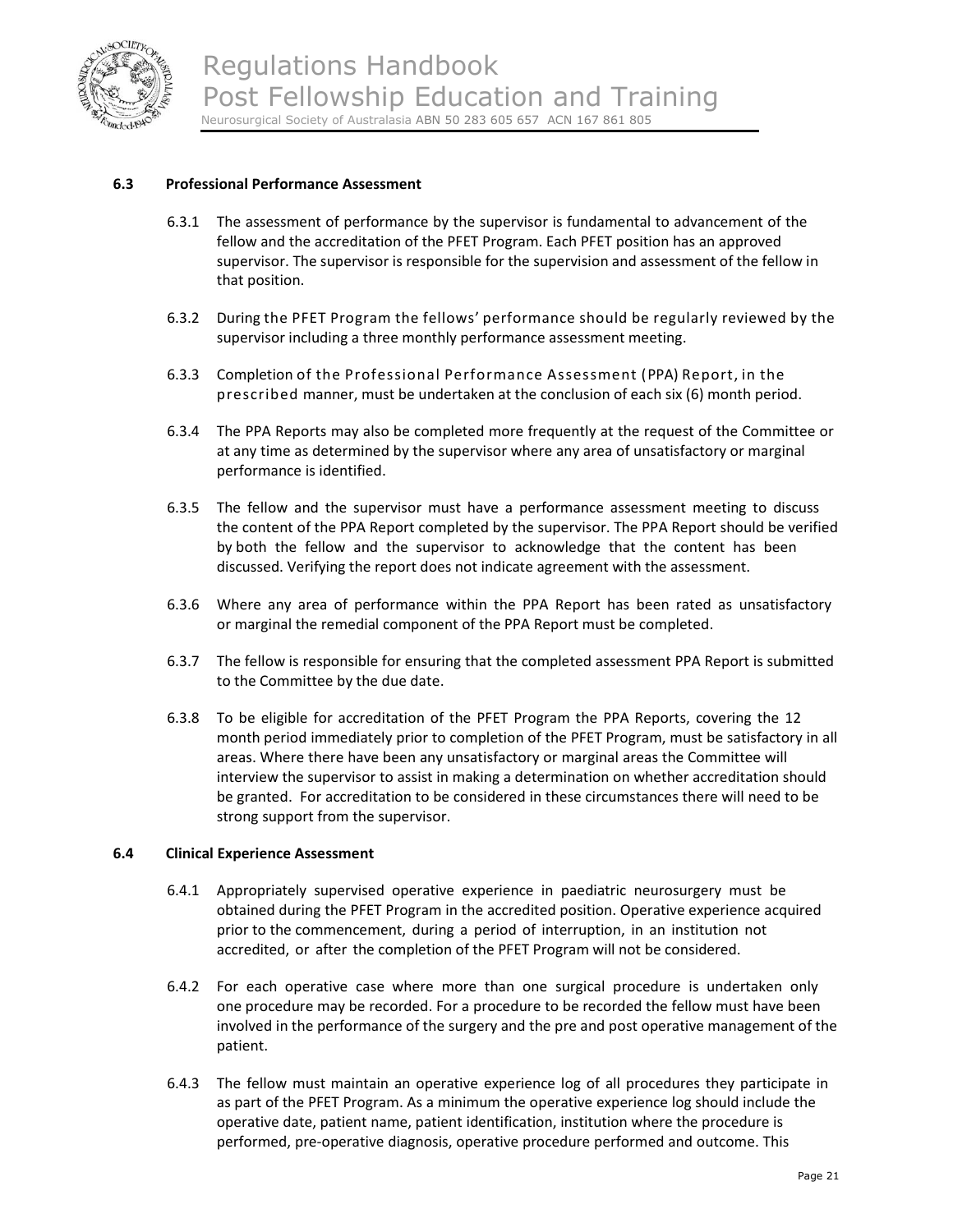### 6.3 Professional Performance Assessment

6.3.1 The assessment of performance by the supervisor is fundamental to advancement of the fellow and the accreditation of the PFET Program. Each PFET position has an approved supervisor. The supervisor is responsible for the supervision and assessment of the fellow in that position.

6.3.2 During the PFET Program the fellows' performance should be regularly reviewed by the supervisor including a three monthly performance assessment meeting.

6.3.3 Completion of the Professional Performance Assessment (PPA) Report, in the prescribed manner, must be undertaken at the conclusion of each six (6) month period.

6.3.4 The PPA Reports may also be completed more frequently at the request of the Committee or at any time as determined by the supervisor where any area of unsatisfactory or marginal performance is identified.

6.3.5 The fellow and the supervisor must have a performance assessment meeting to discuss the content of the PPA Report completed by the supervisor. The PPA Report should be verified by both the fellow and the supervisor to acknowledge that the content has been discussed. Verifying the report does not indicate agreement with the assessment.

6.3.6 Where any area of performance within the PPA Report has been rated as unsatisfactory or marginal the remedial component of the PPA Report must be completed.

6.3.7 The fellow is responsible for ensuring that the completed assessment PPA Report is submitted to the Committee by the due date.

6.3.8 To be eligible for accreditation of the PFET Program the PPA Reports, covering the 12 month period immediately prior to completion of the PFET Program, must be satisfactory in all areas. Where there have been any unsatisfactory or marginal areas the Committee will interview the supervisor to assist in making a determination on whether accreditation should be granted. For accreditation to be considered in these circumstances there will need to be strong support from the supervisor.

### 6.4 Clinical Experience Assessment

6.4.1 Appropriately supervised operative experience in paediatric neurosurgery must be obtained during the PFET Program in the accredited position. Operative experience acquired prior to the commencement, during a period of interruption, in an institution not accredited, or after the completion of the PFET Program will not be considered.

6.4.2 For each operative case where more than one surgical procedure is undertaken only one procedure may be recorded. For a procedure to be recorded the fellow must have been involved in the performance of the surgery and the pre and post operative management of the patient.

6.4.3 The fellow must maintain an operative experience log of all procedures they participate in as part of the PFET Program. As a minimum the operative experience log should include the operative date, patient name, patient identification, institution where the procedure is performed, pre-operative diagnosis, operative procedure performed and outcome. This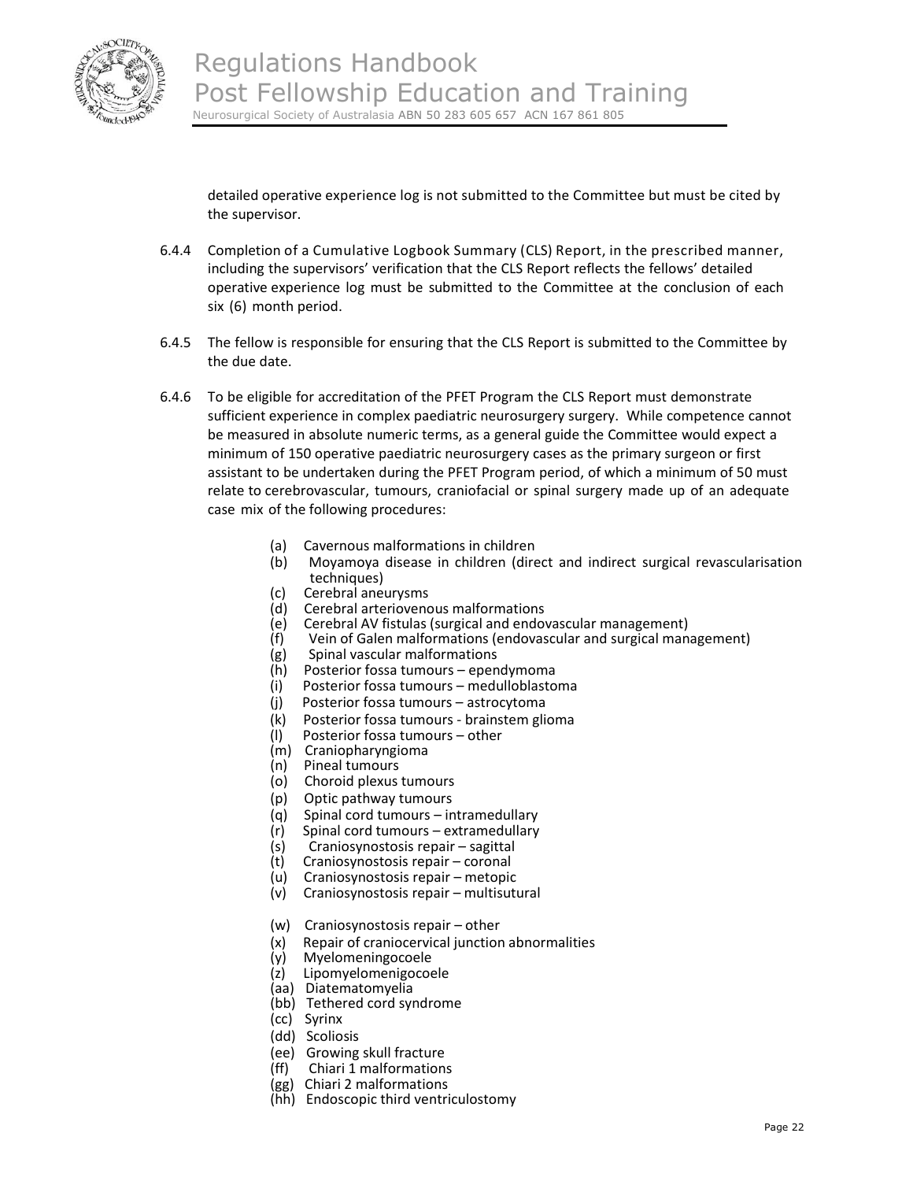detailed operative experience log is not submitted to the Committee but must be cited by the supervisor.

6.4.4 Completion of a Cumulative Logbook Summary (CLS) Report, in the prescribed manner, including the supervisors' verification that the CLS Report reflects the fellows' detailed operative experience log must be submitted to the Committee at the conclusion of each six (6) month period.

6.4.5 The fellow is responsible for ensuring that the CLS Report is submitted to the Committee by the due date.

6.4.6 To be eligible for accreditation of the PFET Program the CLS Report must demonstrate sufficient experience in complex paediatric neurosurgery surgery. While competence cannot be measured in absolute numeric terms, as a general guide the Committee would expect a minimum of 150 operative paediatric neurosurgery cases as the primary surgeon or first assistant to be undertaken during the PFET Program period, of which a minimum of 50 must relate to cerebrovascular, tumours, craniofacial or spinal surgery made up of an adequate case mix of the following procedures:

(a) Cavernous malformations in children
(b) Moyamoya disease in children (direct and indirect surgical revascularisation techniques)
(c) Cerebral aneurysms
(d) Cerebral arteriovenous malformations
(e) Cerebral AV fistulas (surgical and endovascular management)
(f) Vein of Galen malformations (endovascular and surgical management)
(g) Spinal vascular malformations
(h) Posterior fossa tumours – ependymoma
(i) Posterior fossa tumours – medulloblastoma
(j) Posterior fossa tumours – astrocytoma
(k) Posterior fossa tumours - brainstem glioma
(l) Posterior fossa tumours – other
(m) Craniopharyngioma
(n) Pineal tumours
(o) Choroid plexus tumours
(p) Optic pathway tumours
(q) Spinal cord tumours – intramedullary
(r) Spinal cord tumours – extramedullary
(s) Craniosynostosis repair – sagittal
(t) Craniosynostosis repair – coronal
(u) Craniosynostosis repair – metopic
(v) Craniosynostosis repair – multisutural
(w) Craniosynostosis repair – other
(x) Repair of craniocervical junction abnormalities
(y) Myelomeningocoele
(z) Lipomyelomenigocoele
(aa) Diatematomyelia
(bb) Tethered cord syndrome
(cc) Syrinx
(dd) Scoliosis
(ee) Growing skull fracture
(ff) Chiari 1 malformations
(gg) Chiari 2 malformations
(hh) Endoscopic third ventriculostomy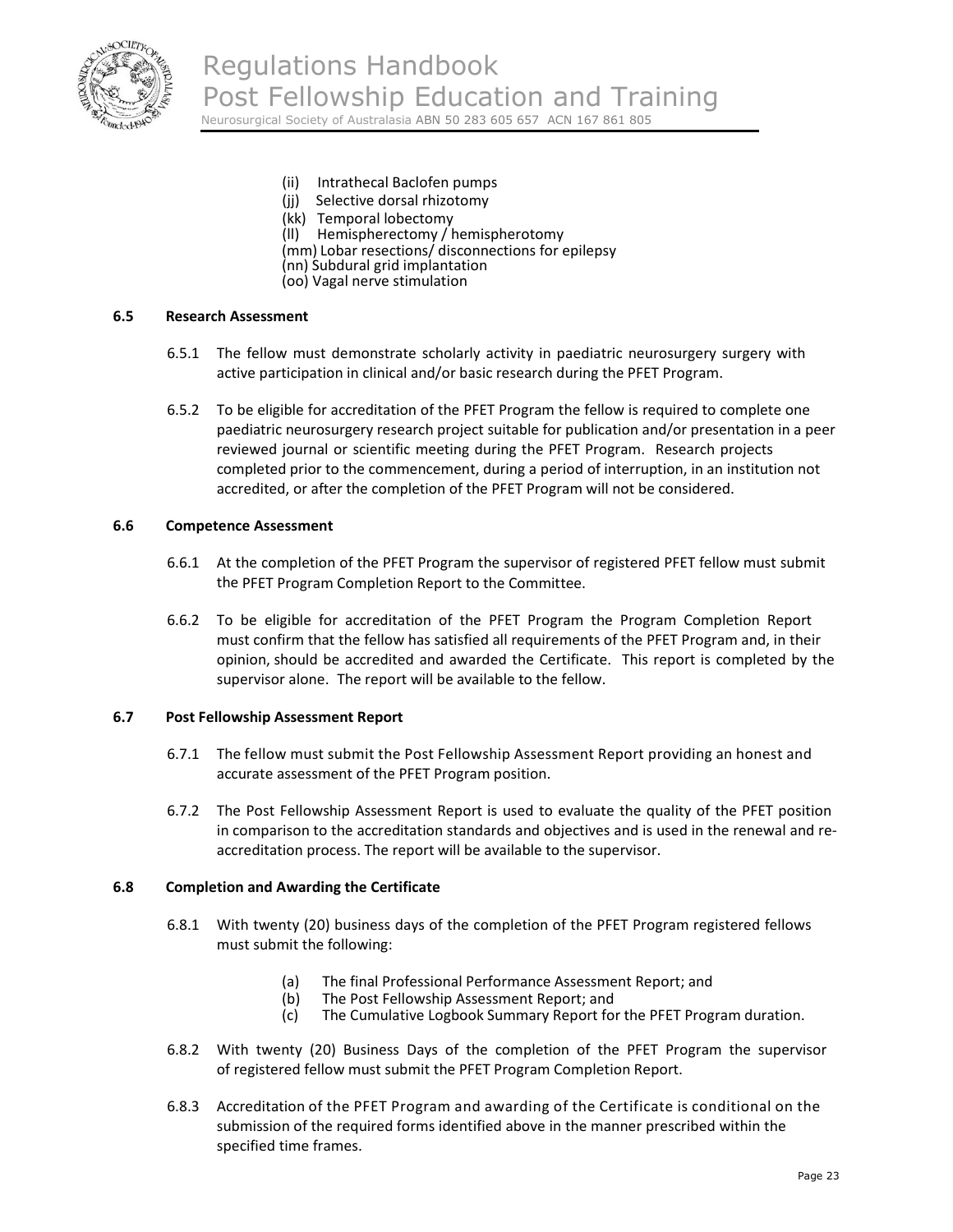(ii) Intrathecal Baclofen pumps
(jj) Selective dorsal rhizotomy
(kk) Temporal lobectomy
(ll) Hemispherectomy / hemispherotomy
(mm) Lobar resections/ disconnections for epilepsy
(nn) Subdural grid implantation
(oo) Vagal nerve stimulation

### 6.5 Research Assessment

6.5.1 The fellow must demonstrate scholarly activity in paediatric neurosurgery surgery with active participation in clinical and/or basic research during the PFET Program.

6.5.2 To be eligible for accreditation of the PFET Program the fellow is required to complete one paediatric neurosurgery research project suitable for publication and/or presentation in a peer reviewed journal or scientific meeting during the PFET Program. Research projects completed prior to the commencement, during a period of interruption, in an institution not accredited, or after the completion of the PFET Program will not be considered.

### 6.6 Competence Assessment

6.6.1 At the completion of the PFET Program the supervisor of registered PFET fellow must submit the PFET Program Completion Report to the Committee.

6.6.2 To be eligible for accreditation of the PFET Program the Program Completion Report must confirm that the fellow has satisfied all requirements of the PFET Program and, in their opinion, should be accredited and awarded the Certificate. This report is completed by the supervisor alone. The report will be available to the fellow.

### 6.7 Post Fellowship Assessment Report

6.7.1 The fellow must submit the Post Fellowship Assessment Report providing an honest and accurate assessment of the PFET Program position.

6.7.2 The Post Fellowship Assessment Report is used to evaluate the quality of the PFET position in comparison to the accreditation standards and objectives and is used in the renewal and re-accreditation process. The report will be available to the supervisor.

### 6.8 Completion and Awarding the Certificate

6.8.1 With twenty (20) business days of the completion of the PFET Program registered fellows must submit the following:

(a) The final Professional Performance Assessment Report; and
(b) The Post Fellowship Assessment Report; and
(c) The Cumulative Logbook Summary Report for the PFET Program duration.

6.8.2 With twenty (20) Business Days of the completion of the PFET Program the supervisor of registered fellow must submit the PFET Program Completion Report.

6.8.3 Accreditation of the PFET Program and awarding of the Certificate is conditional on the submission of the required forms identified above in the manner prescribed within the specified time frames.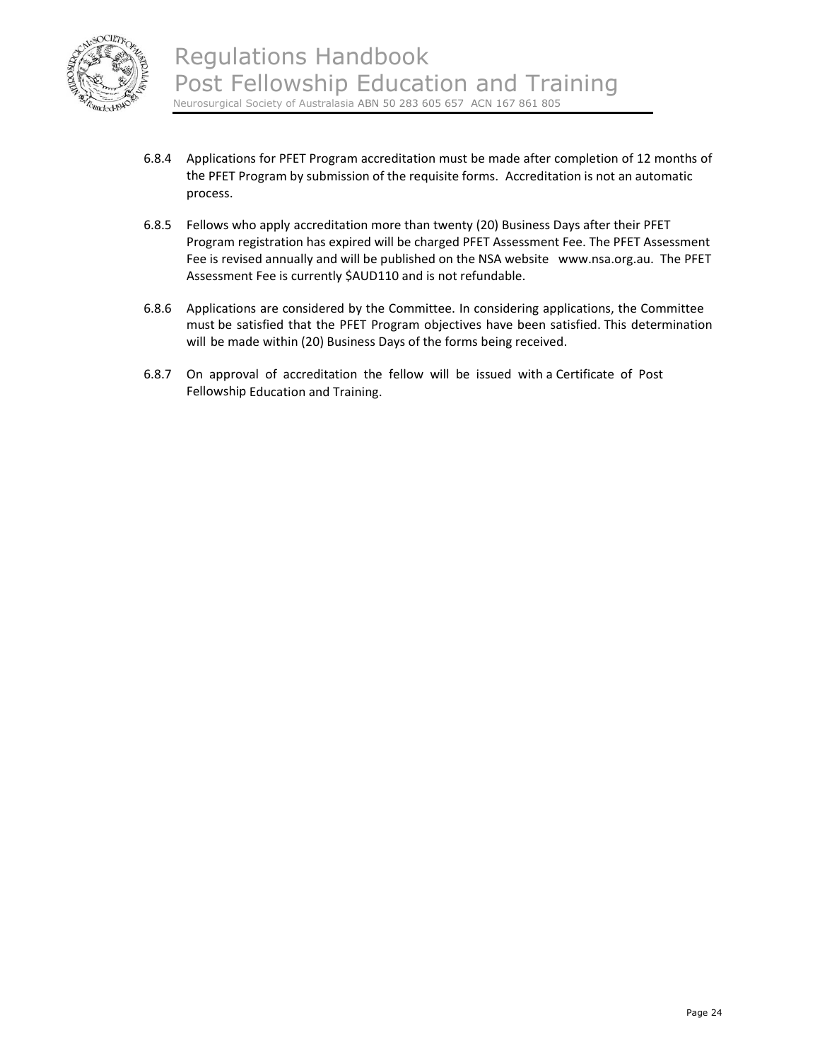6.8.4 Applications for PFET Program accreditation must be made after completion of 12 months of the PFET Program by submission of the requisite forms. Accreditation is not an automatic process.

6.8.5 Fellows who apply accreditation more than twenty (20) Business Days after their PFET Program registration has expired will be charged PFET Assessment Fee. The PFET Assessment Fee is revised annually and will be published on the NSA website www.nsa.org.au. The PFET Assessment Fee is currently $AUD110 and is not refundable.

6.8.6 Applications are considered by the Committee. In considering applications, the Committee must be satisfied that the PFET Program objectives have been satisfied. This determination will be made within (20) Business Days of the forms being received.

6.8.7 On approval of accreditation the fellow will be issued with a Certificate of Post Fellowship Education and Training.